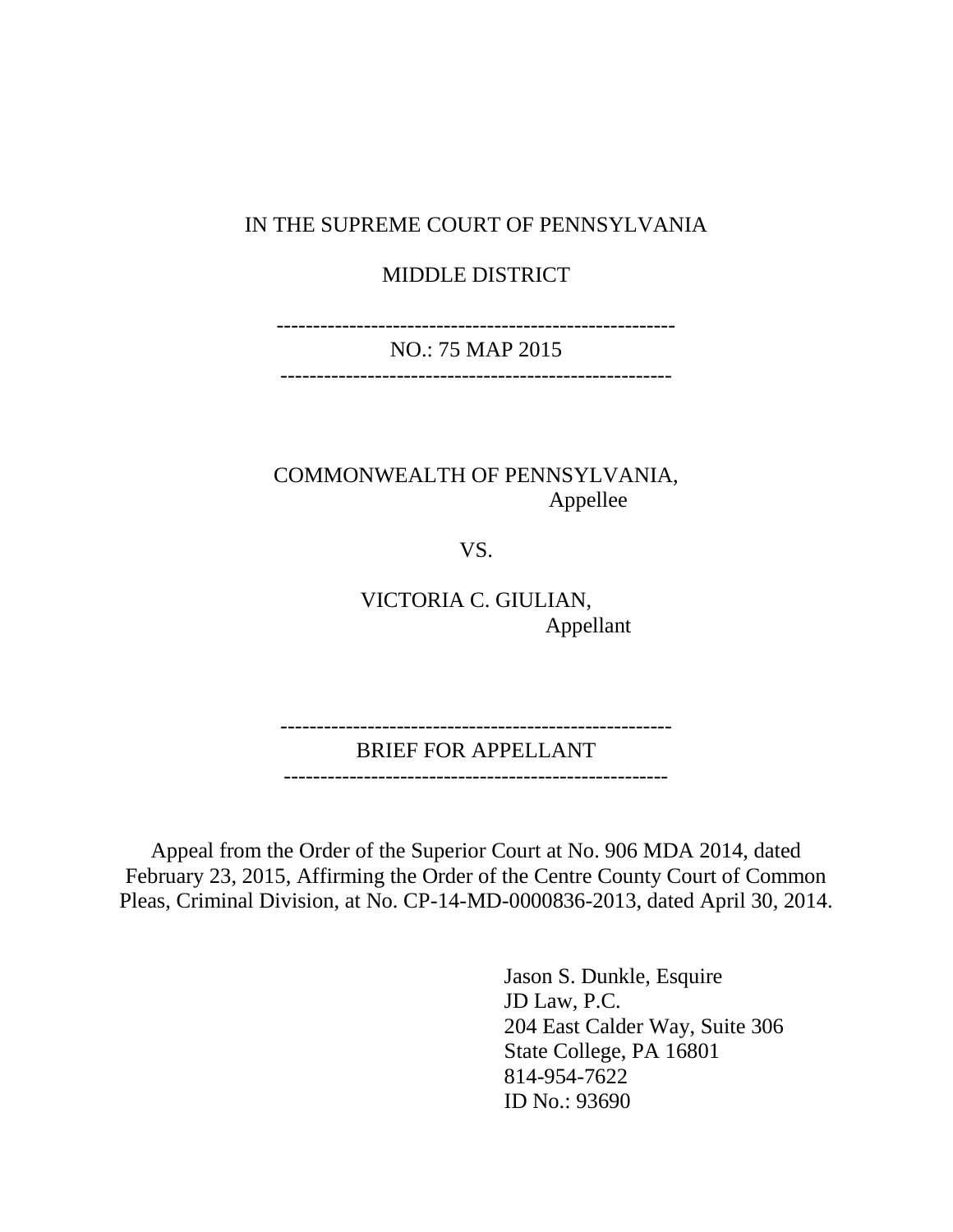IN THE SUPREME COURT OF PENNSYLVANIA

MIDDLE DISTRICT

---

NO.: 75 MAP 2015

---

COMMONWEALTH OF PENNSYLVANIA,
Appellee

VS.

VICTORIA C. GIULIAN,
Appellant

---

BRIEF FOR APPELLANT

---

Appeal from the Order of the Superior Court at No. 906 MDA 2014, dated February 23, 2015, Affirming the Order of the Centre County Court of Common Pleas, Criminal Division, at No. CP-14-MD-0000836-2013, dated April 30, 2014.

Jason S. Dunkle, Esquire
JD Law, P.C.
204 East Calder Way, Suite 306
State College, PA 16801
814-954-7622
ID No.: 93690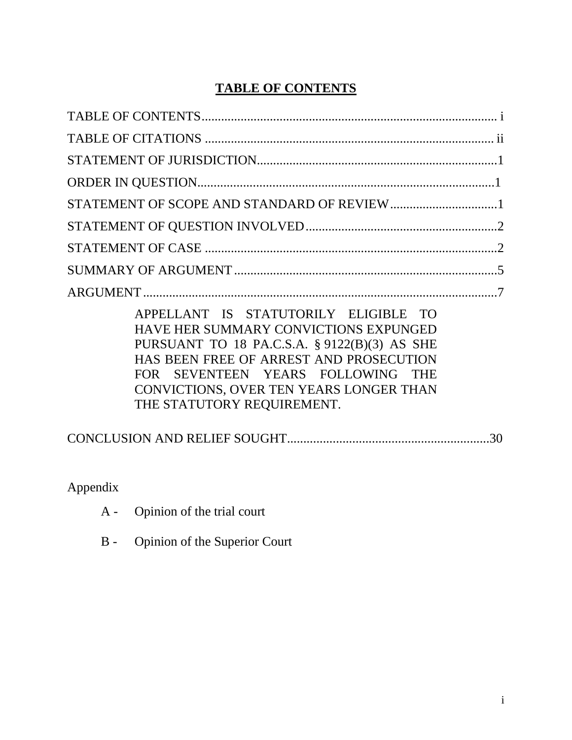# TABLE OF CONTENTS

TABLE OF CONTENTS........................................................................................ i

TABLE OF CITATIONS ..................................................................................... ii

STATEMENT OF JURISDICTION......................................................................1

ORDER IN QUESTION.......................................................................................1

STATEMENT OF SCOPE AND STANDARD OF REVIEW.................................1

STATEMENT OF QUESTION INVOLVED...........................................................2

STATEMENT OF CASE .......................................................................................2

SUMMARY OF ARGUMENT ..............................................................................5

ARGUMENT .......................................................................................................7

> APPELLANT IS STATUTORILY ELIGIBLE TO HAVE HER SUMMARY CONVICTIONS EXPUNGED PURSUANT TO 18 PA.C.S.A. § 9122(B)(3) AS SHE HAS BEEN FREE OF ARREST AND PROSECUTION FOR SEVENTEEN YEARS FOLLOWING THE CONVICTIONS, OVER TEN YEARS LONGER THAN THE STATUTORY REQUIREMENT.

CONCLUSION AND RELIEF SOUGHT..............................................................30

Appendix

- A - Opinion of the trial court
- B - Opinion of the Superior Court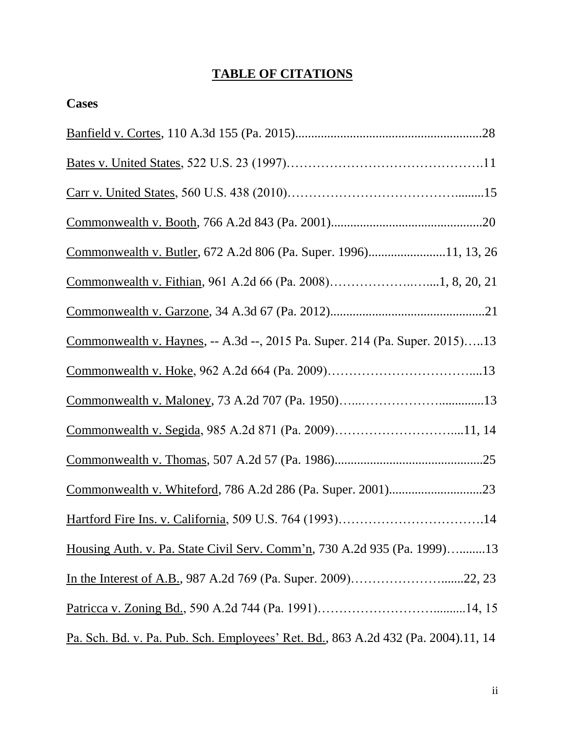# TABLE OF CITATIONS

**Cases**

Banfield v. Cortes, 110 A.3d 155 (Pa. 2015)..........................................................28

Bates v. United States, 522 U.S. 23 (1997)……………………………………….11

Carr v. United States, 560 U.S. 438 (2010)…………………………………........15

Commonwealth v. Booth, 766 A.2d 843 (Pa. 2001)...............................................20

Commonwealth v. Butler, 672 A.2d 806 (Pa. Super. 1996)........................11, 13, 26

Commonwealth v. Fithian, 961 A.2d 66 (Pa. 2008)…………………..…....1, 8, 20, 21

Commonwealth v. Garzone, 34 A.3d 67 (Pa. 2012)................................................21

Commonwealth v. Haynes, -- A.3d --, 2015 Pa. Super. 214 (Pa. Super. 2015)…..13

Commonwealth v. Hoke, 962 A.2d 664 (Pa. 2009)……………………………....13

Commonwealth v. Maloney, 73 A.2d 707 (Pa. 1950)…...………………..............13

Commonwealth v. Segida, 985 A.2d 871 (Pa. 2009)………………………....11, 14

Commonwealth v. Thomas, 507 A.2d 57 (Pa. 1986)..............................................25

Commonwealth v. Whiteford, 786 A.2d 286 (Pa. Super. 2001).............................23

Hartford Fire Ins. v. California, 509 U.S. 764 (1993)…………………………….14

Housing Auth. v. Pa. State Civil Serv. Comm'n, 730 A.2d 935 (Pa. 1999)….........13

In the Interest of A.B., 987 A.2d 769 (Pa. Super. 2009)…………………….......22, 23

Patricca v. Zoning Bd., 590 A.2d 744 (Pa. 1991)……………………….........14, 15

Pa. Sch. Bd. v. Pa. Pub. Sch. Employees' Ret. Bd., 863 A.2d 432 (Pa. 2004).11, 14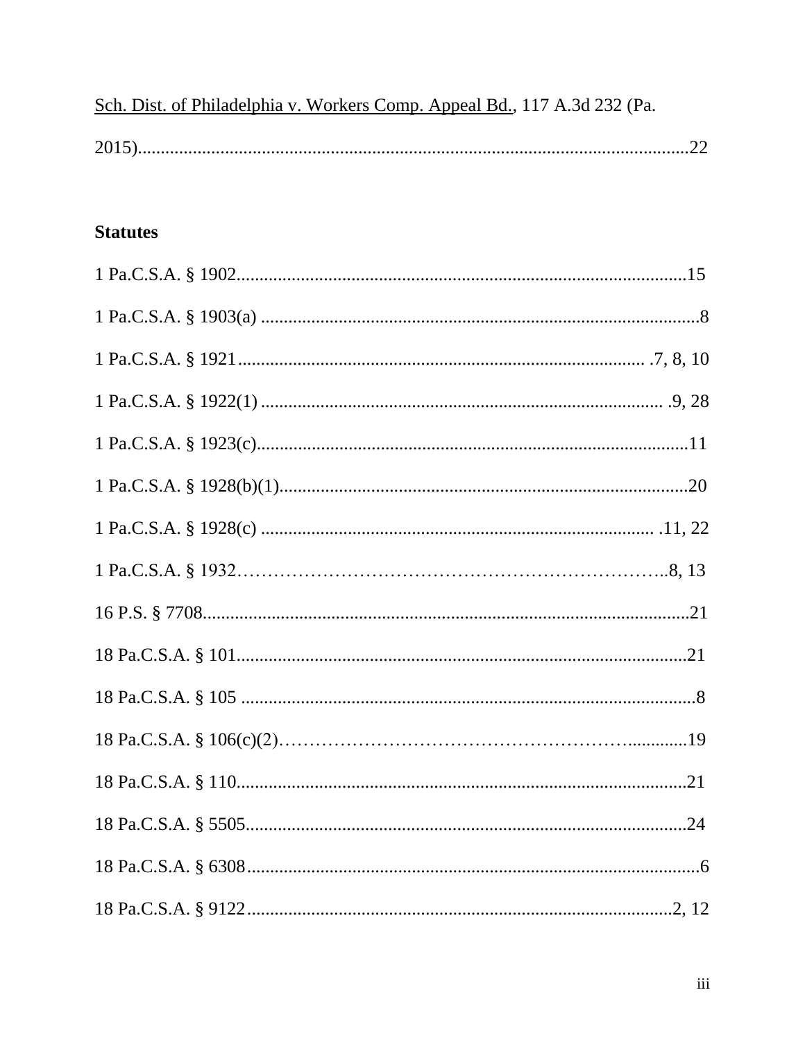Sch. Dist. of Philadelphia v. Workers Comp. Appeal Bd., 117 A.3d 232 (Pa. 2015)........................................................................................................................22

**Statutes**

1 Pa.C.S.A. § 1902.................................................................................................15

1 Pa.C.S.A. § 1903(a) ..............................................................................................8

1 Pa.C.S.A. § 1921..................................................................................... .7, 8, 10

1 Pa.C.S.A. § 1922(1) ...................................................................................... .9, 28

1 Pa.C.S.A. § 1923(c)............................................................................................11

1 Pa.C.S.A. § 1928(b)(1)........................................................................................20

1 Pa.C.S.A. § 1928(c) ................................................................................... .11, 22

1 Pa.C.S.A. § 1932……………………………………………………………..8, 13

16 P.S. § 7708.........................................................................................................21

18 Pa.C.S.A. § 101..................................................................................................21

18 Pa.C.S.A. § 105 ..................................................................................................8

18 Pa.C.S.A. § 106(c)(2)…………………………………………………............19

18 Pa.C.S.A. § 110..................................................................................................21

18 Pa.C.S.A. § 5505................................................................................................24

18 Pa.C.S.A. § 6308..................................................................................................6

18 Pa.C.S.A. § 9122.............................................................................................2, 12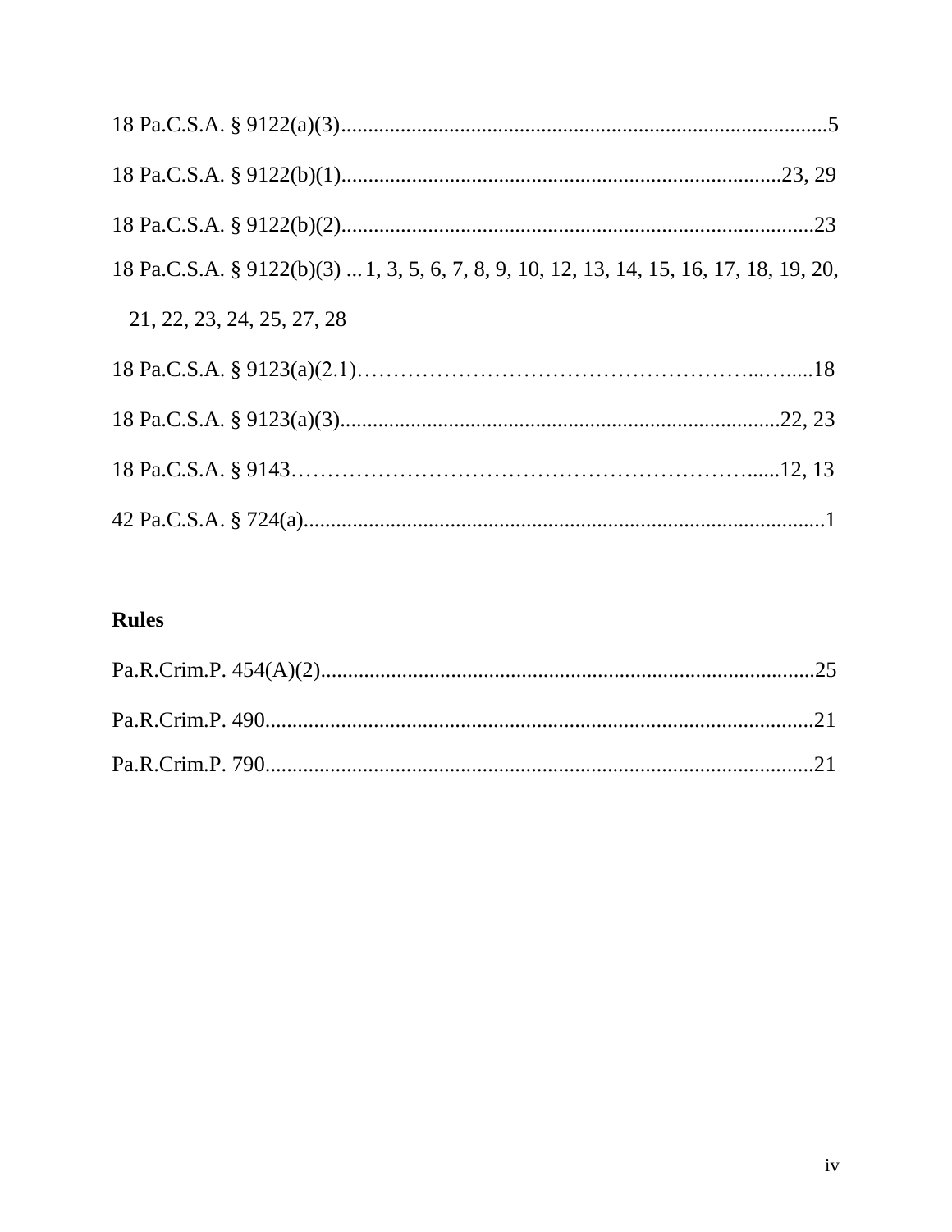18 Pa.C.S.A. § 9122(a)(3)..........................................................................................5

18 Pa.C.S.A. § 9122(b)(1)...............................................................................23, 29

18 Pa.C.S.A. § 9122(b)(2).....................................................................................23

18 Pa.C.S.A. § 9122(b)(3) ... 1, 3, 5, 6, 7, 8, 9, 10, 12, 13, 14, 15, 16, 17, 18, 19, 20, 21, 22, 23, 24, 25, 27, 28

18 Pa.C.S.A. § 9123(a)(2.1)………………………………………………...….....18

18 Pa.C.S.A. § 9123(a)(3)...............................................................................22, 23

18 Pa.C.S.A. § 9143……………………………………………………….....12, 13

42 Pa.C.S.A. § 724(a)................................................................................................1

**Rules**

Pa.R.Crim.P. 454(A)(2)..........................................................................................25

Pa.R.Crim.P. 490....................................................................................................21

Pa.R.Crim.P. 790....................................................................................................21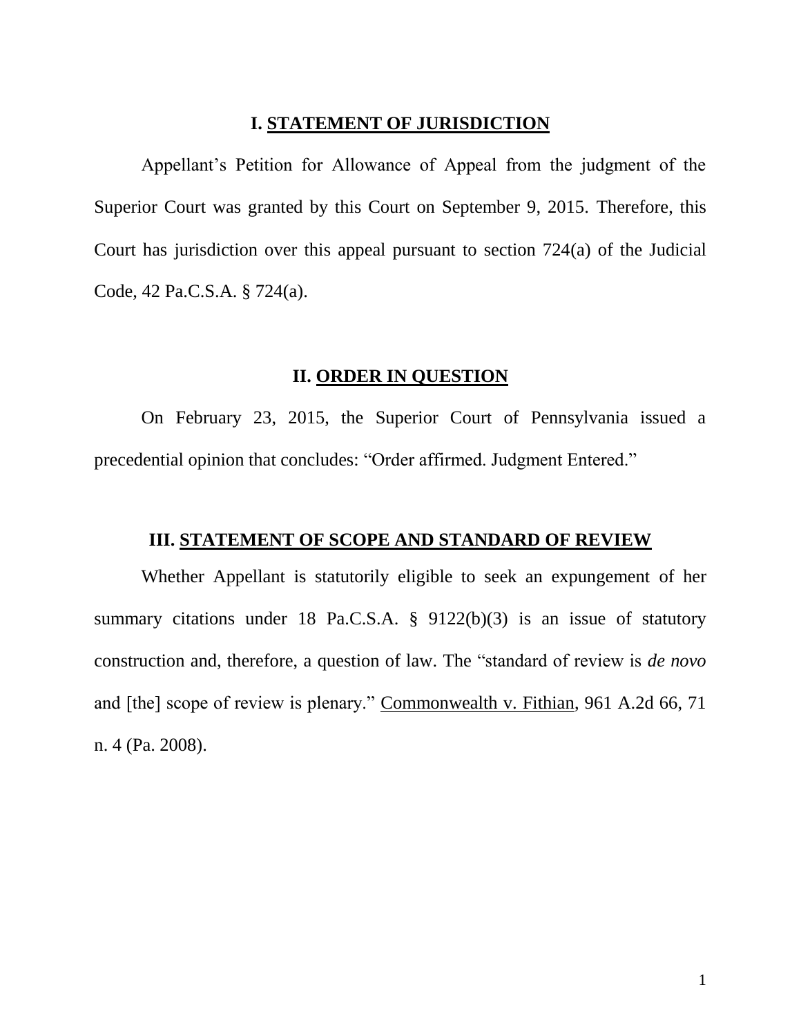## I. <u>STATEMENT OF JURISDICTION</u>

Appellant's Petition for Allowance of Appeal from the judgment of the Superior Court was granted by this Court on September 9, 2015. Therefore, this Court has jurisdiction over this appeal pursuant to section 724(a) of the Judicial Code, 42 Pa.C.S.A. § 724(a).

## II. <u>ORDER IN QUESTION</u>

On February 23, 2015, the Superior Court of Pennsylvania issued a precedential opinion that concludes: "Order affirmed. Judgment Entered."

## III. <u>STATEMENT OF SCOPE AND STANDARD OF REVIEW</u>

Whether Appellant is statutorily eligible to seek an expungement of her summary citations under 18 Pa.C.S.A. § 9122(b)(3) is an issue of statutory construction and, therefore, a question of law. The "standard of review is *de novo* and [the] scope of review is plenary." <u>Commonwealth v. Fithian</u>, 961 A.2d 66, 71 n. 4 (Pa. 2008).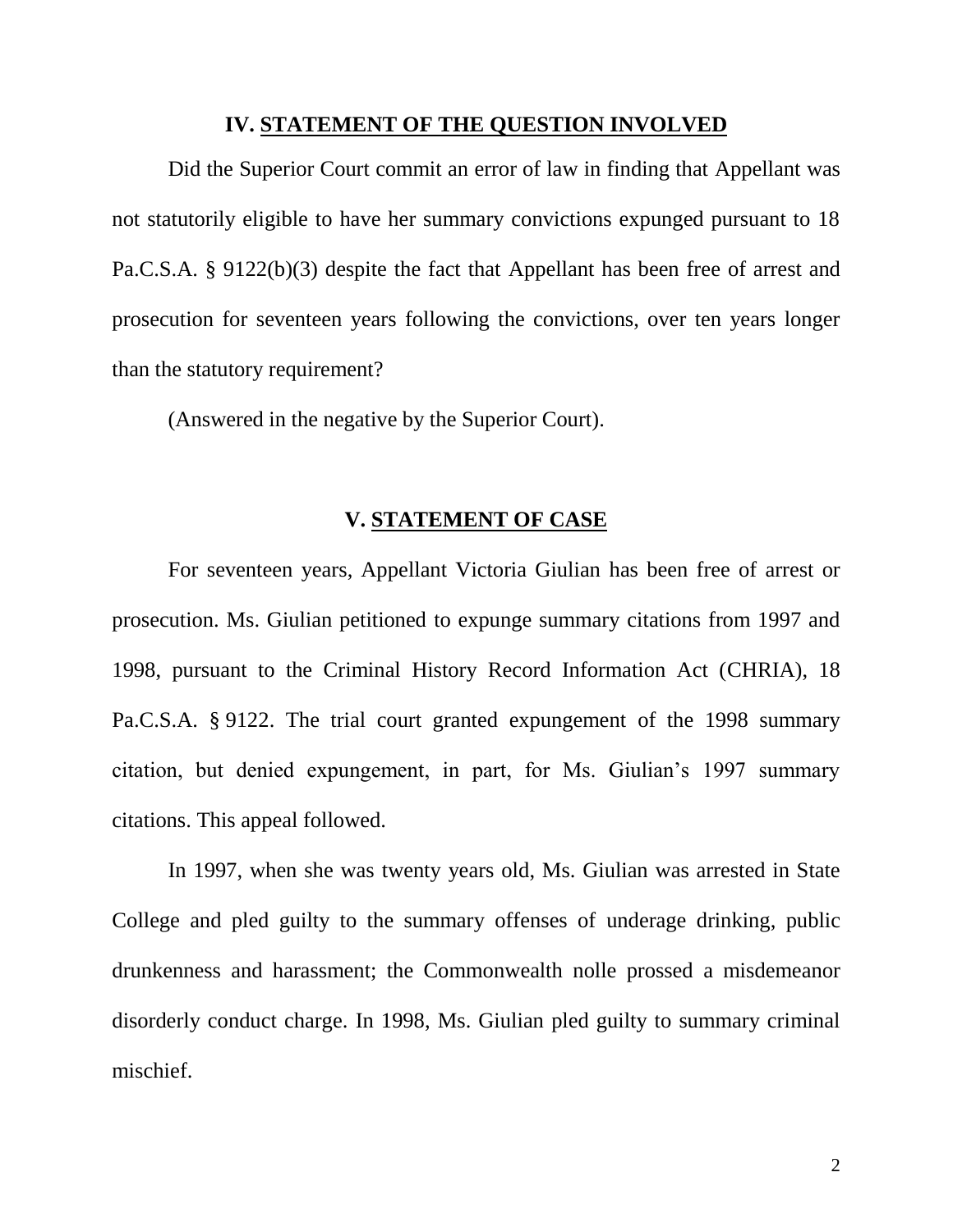## IV. STATEMENT OF THE QUESTION INVOLVED

Did the Superior Court commit an error of law in finding that Appellant was not statutorily eligible to have her summary convictions expunged pursuant to 18 Pa.C.S.A. § 9122(b)(3) despite the fact that Appellant has been free of arrest and prosecution for seventeen years following the convictions, over ten years longer than the statutory requirement?

(Answered in the negative by the Superior Court).

## V. STATEMENT OF CASE

For seventeen years, Appellant Victoria Giulian has been free of arrest or prosecution. Ms. Giulian petitioned to expunge summary citations from 1997 and 1998, pursuant to the Criminal History Record Information Act (CHRIA), 18 Pa.C.S.A. § 9122. The trial court granted expungement of the 1998 summary citation, but denied expungement, in part, for Ms. Giulian's 1997 summary citations. This appeal followed.

In 1997, when she was twenty years old, Ms. Giulian was arrested in State College and pled guilty to the summary offenses of underage drinking, public drunkenness and harassment; the Commonwealth nolle prossed a misdemeanor disorderly conduct charge. In 1998, Ms. Giulian pled guilty to summary criminal mischief.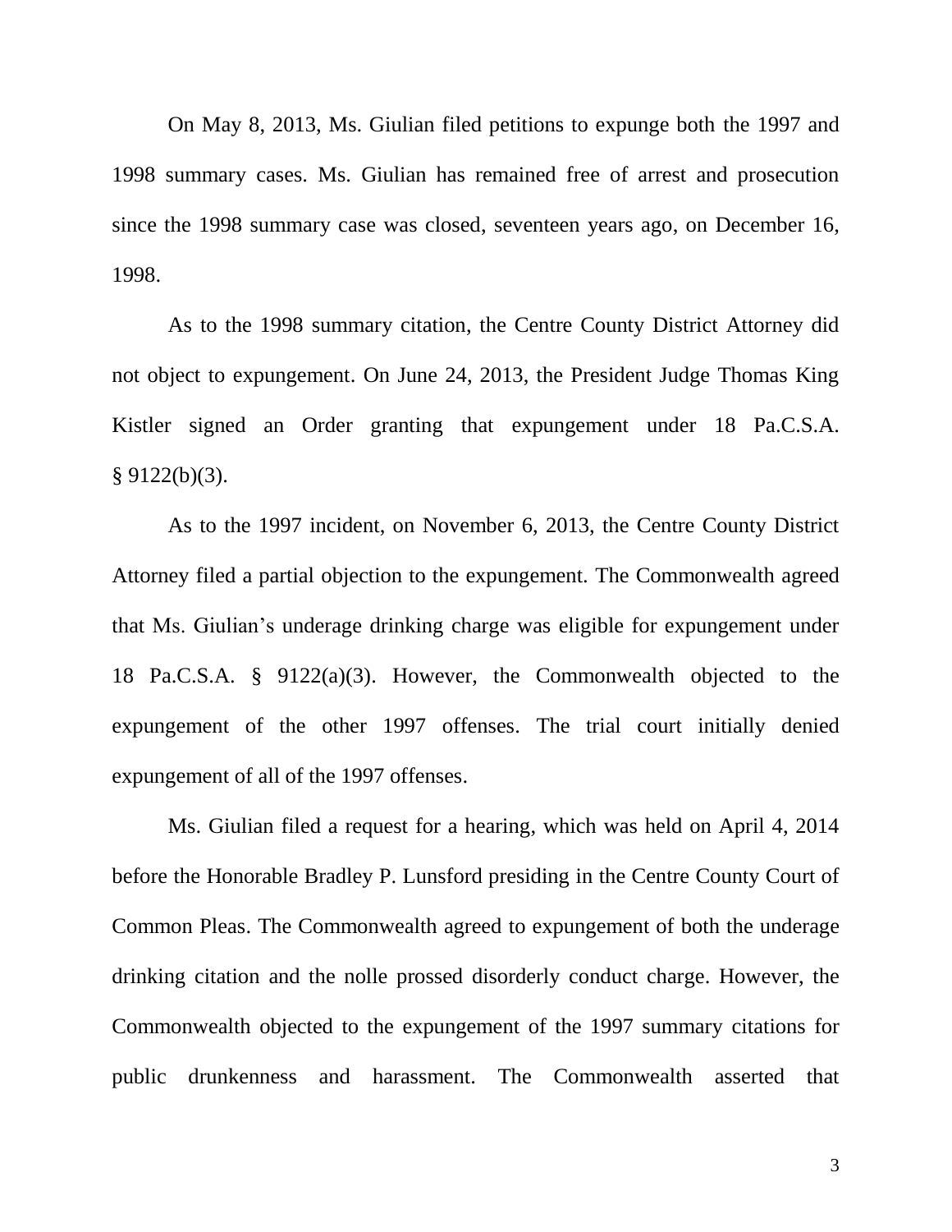On May 8, 2013, Ms. Giulian filed petitions to expunge both the 1997 and 1998 summary cases. Ms. Giulian has remained free of arrest and prosecution since the 1998 summary case was closed, seventeen years ago, on December 16, 1998.

As to the 1998 summary citation, the Centre County District Attorney did not object to expungement. On June 24, 2013, the President Judge Thomas King Kistler signed an Order granting that expungement under 18 Pa.C.S.A. § 9122(b)(3).

As to the 1997 incident, on November 6, 2013, the Centre County District Attorney filed a partial objection to the expungement. The Commonwealth agreed that Ms. Giulian's underage drinking charge was eligible for expungement under 18 Pa.C.S.A. § 9122(a)(3). However, the Commonwealth objected to the expungement of the other 1997 offenses. The trial court initially denied expungement of all of the 1997 offenses.

Ms. Giulian filed a request for a hearing, which was held on April 4, 2014 before the Honorable Bradley P. Lunsford presiding in the Centre County Court of Common Pleas. The Commonwealth agreed to expungement of both the underage drinking citation and the nolle prossed disorderly conduct charge. However, the Commonwealth objected to the expungement of the 1997 summary citations for public drunkenness and harassment. The Commonwealth asserted that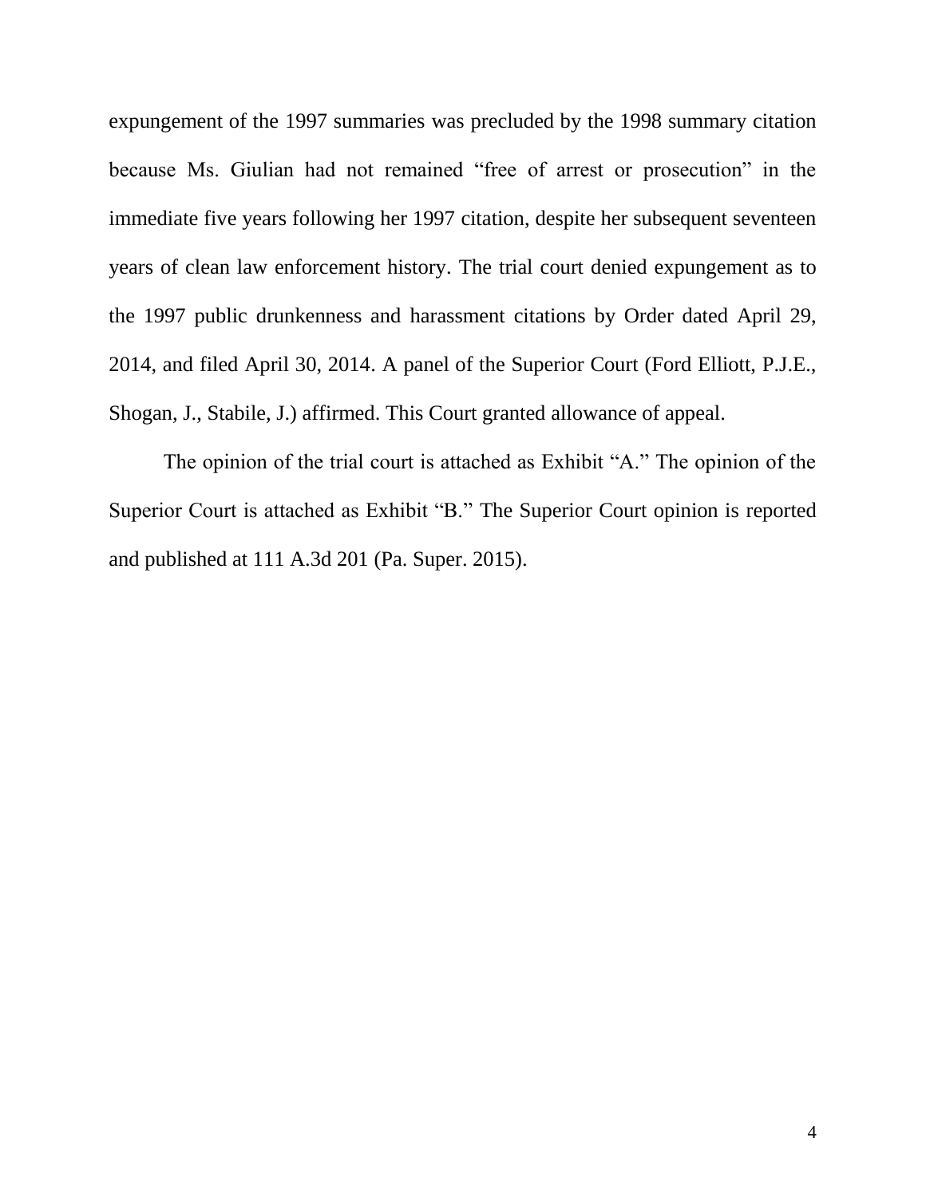expungement of the 1997 summaries was precluded by the 1998 summary citation because Ms. Giulian had not remained "free of arrest or prosecution" in the immediate five years following her 1997 citation, despite her subsequent seventeen years of clean law enforcement history. The trial court denied expungement as to the 1997 public drunkenness and harassment citations by Order dated April 29, 2014, and filed April 30, 2014. A panel of the Superior Court (Ford Elliott, P.J.E., Shogan, J., Stabile, J.) affirmed. This Court granted allowance of appeal.

The opinion of the trial court is attached as Exhibit "A." The opinion of the Superior Court is attached as Exhibit "B." The Superior Court opinion is reported and published at 111 A.3d 201 (Pa. Super. 2015).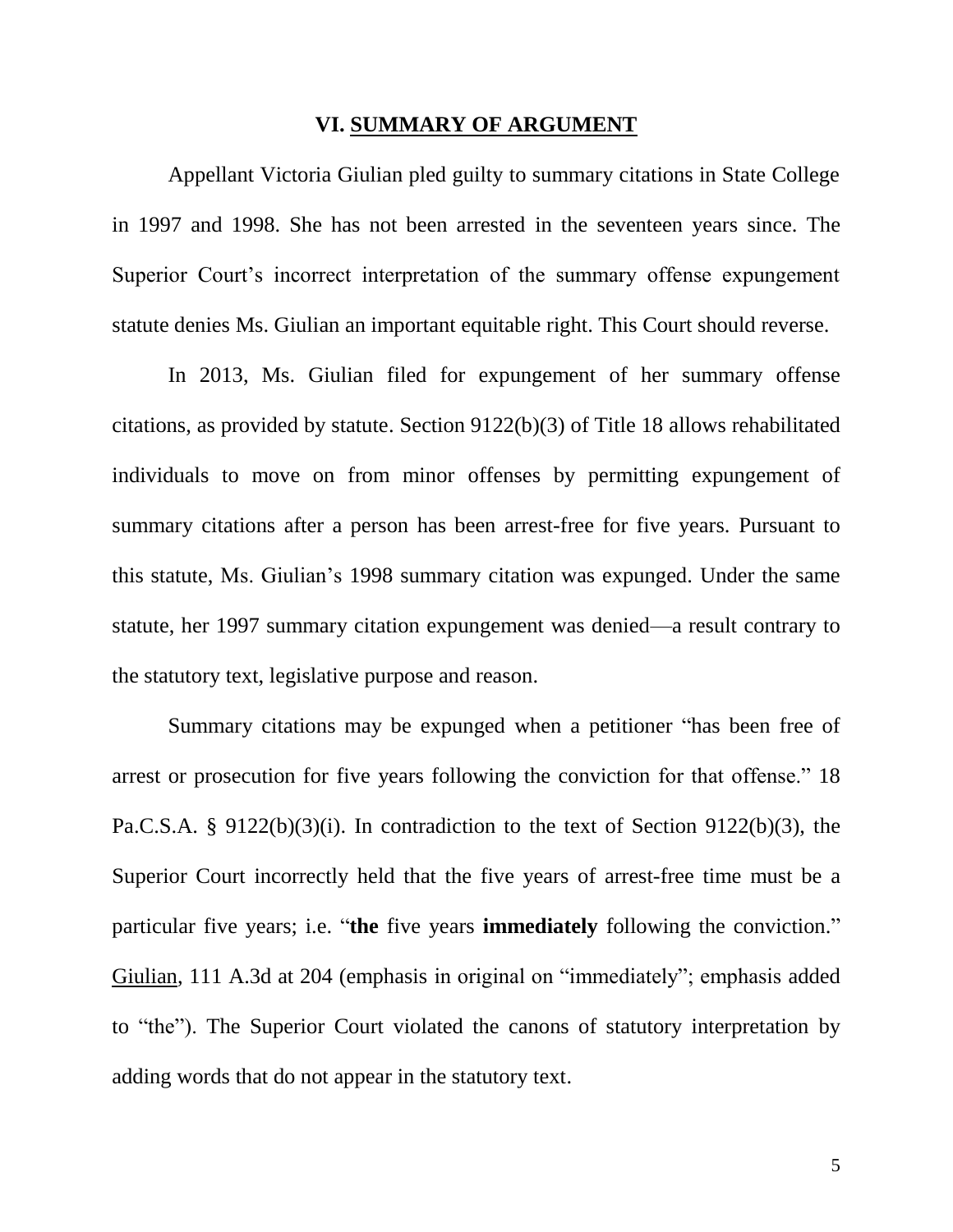## VI. SUMMARY OF ARGUMENT

Appellant Victoria Giulian pled guilty to summary citations in State College in 1997 and 1998. She has not been arrested in the seventeen years since. The Superior Court's incorrect interpretation of the summary offense expungement statute denies Ms. Giulian an important equitable right. This Court should reverse.

In 2013, Ms. Giulian filed for expungement of her summary offense citations, as provided by statute. Section 9122(b)(3) of Title 18 allows rehabilitated individuals to move on from minor offenses by permitting expungement of summary citations after a person has been arrest-free for five years. Pursuant to this statute, Ms. Giulian's 1998 summary citation was expunged. Under the same statute, her 1997 summary citation expungement was denied—a result contrary to the statutory text, legislative purpose and reason.

Summary citations may be expunged when a petitioner "has been free of arrest or prosecution for five years following the conviction for that offense." 18 Pa.C.S.A. § 9122(b)(3)(i). In contradiction to the text of Section 9122(b)(3), the Superior Court incorrectly held that the five years of arrest-free time must be a particular five years; i.e. "**the** five years **immediately** following the conviction." Giulian, 111 A.3d at 204 (emphasis in original on "immediately"; emphasis added to "the"). The Superior Court violated the canons of statutory interpretation by adding words that do not appear in the statutory text.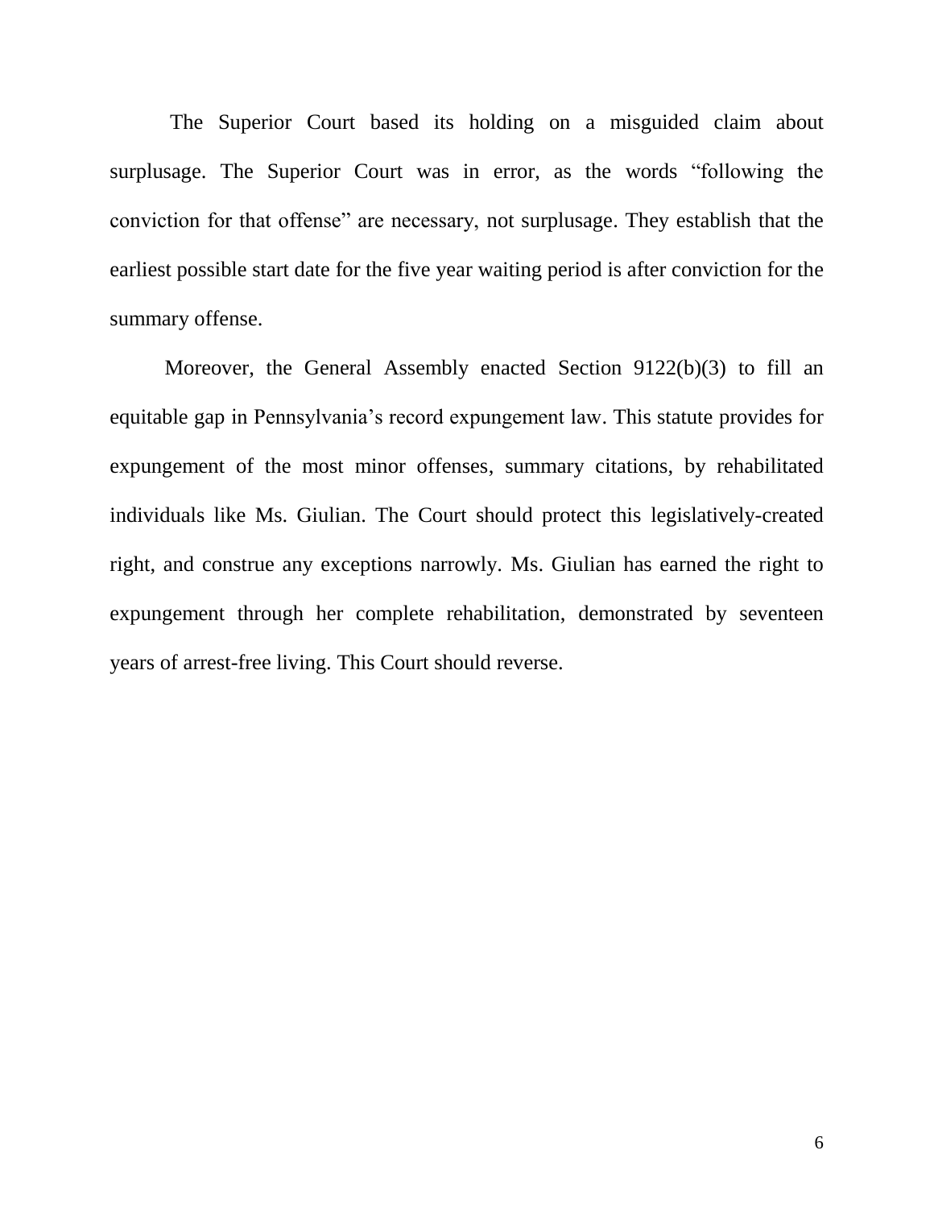The Superior Court based its holding on a misguided claim about surplusage. The Superior Court was in error, as the words "following the conviction for that offense" are necessary, not surplusage. They establish that the earliest possible start date for the five year waiting period is after conviction for the summary offense.

Moreover, the General Assembly enacted Section 9122(b)(3) to fill an equitable gap in Pennsylvania's record expungement law. This statute provides for expungement of the most minor offenses, summary citations, by rehabilitated individuals like Ms. Giulian. The Court should protect this legislatively-created right, and construe any exceptions narrowly. Ms. Giulian has earned the right to expungement through her complete rehabilitation, demonstrated by seventeen years of arrest-free living. This Court should reverse.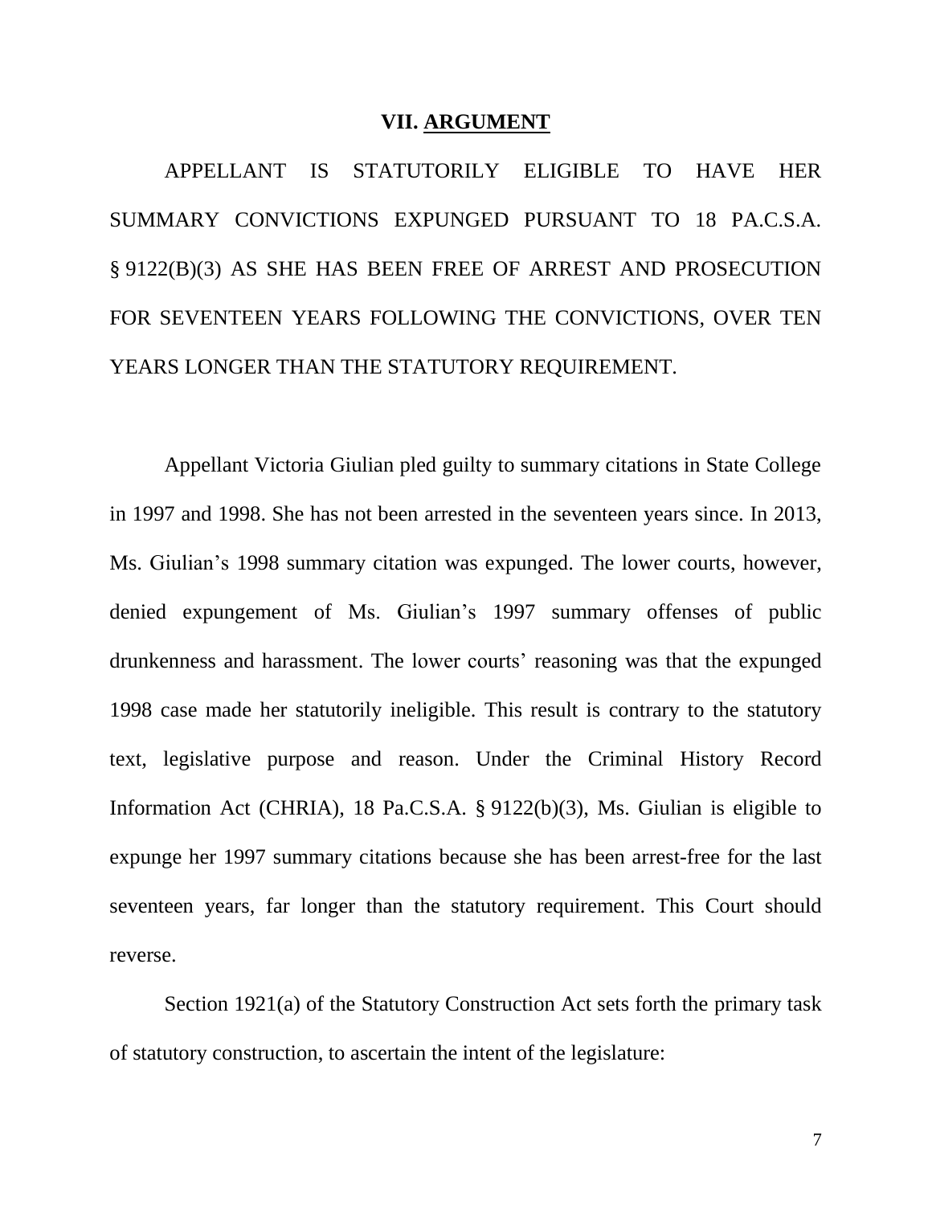## VII. ARGUMENT

APPELLANT IS STATUTORILY ELIGIBLE TO HAVE HER SUMMARY CONVICTIONS EXPUNGED PURSUANT TO 18 PA.C.S.A. § 9122(B)(3) AS SHE HAS BEEN FREE OF ARREST AND PROSECUTION FOR SEVENTEEN YEARS FOLLOWING THE CONVICTIONS, OVER TEN YEARS LONGER THAN THE STATUTORY REQUIREMENT.

Appellant Victoria Giulian pled guilty to summary citations in State College in 1997 and 1998. She has not been arrested in the seventeen years since. In 2013, Ms. Giulian's 1998 summary citation was expunged. The lower courts, however, denied expungement of Ms. Giulian's 1997 summary offenses of public drunkenness and harassment. The lower courts' reasoning was that the expunged 1998 case made her statutorily ineligible. This result is contrary to the statutory text, legislative purpose and reason. Under the Criminal History Record Information Act (CHRIA), 18 Pa.C.S.A. § 9122(b)(3), Ms. Giulian is eligible to expunge her 1997 summary citations because she has been arrest-free for the last seventeen years, far longer than the statutory requirement. This Court should reverse.

Section 1921(a) of the Statutory Construction Act sets forth the primary task of statutory construction, to ascertain the intent of the legislature: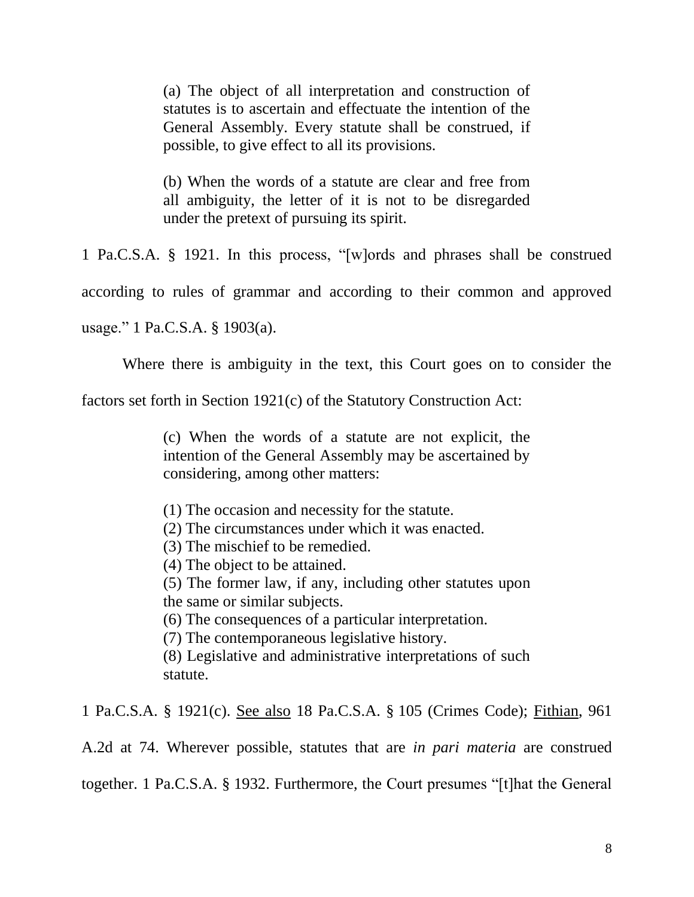> (a) The object of all interpretation and construction of statutes is to ascertain and effectuate the intention of the General Assembly. Every statute shall be construed, if possible, to give effect to all its provisions.
>
> (b) When the words of a statute are clear and free from all ambiguity, the letter of it is not to be disregarded under the pretext of pursuing its spirit.

1 Pa.C.S.A. § 1921. In this process, "[w]ords and phrases shall be construed according to rules of grammar and according to their common and approved usage." 1 Pa.C.S.A. § 1903(a).

Where there is ambiguity in the text, this Court goes on to consider the factors set forth in Section 1921(c) of the Statutory Construction Act:

> (c) When the words of a statute are not explicit, the intention of the General Assembly may be ascertained by considering, among other matters:
>
> (1) The occasion and necessity for the statute.
> (2) The circumstances under which it was enacted.
> (3) The mischief to be remedied.
> (4) The object to be attained.
> (5) The former law, if any, including other statutes upon the same or similar subjects.
> (6) The consequences of a particular interpretation.
> (7) The contemporaneous legislative history.
> (8) Legislative and administrative interpretations of such statute.

1 Pa.C.S.A. § 1921(c). See also 18 Pa.C.S.A. § 105 (Crimes Code); Fithian, 961 A.2d at 74. Wherever possible, statutes that are *in pari materia* are construed together. 1 Pa.C.S.A. § 1932. Furthermore, the Court presumes "[t]hat the General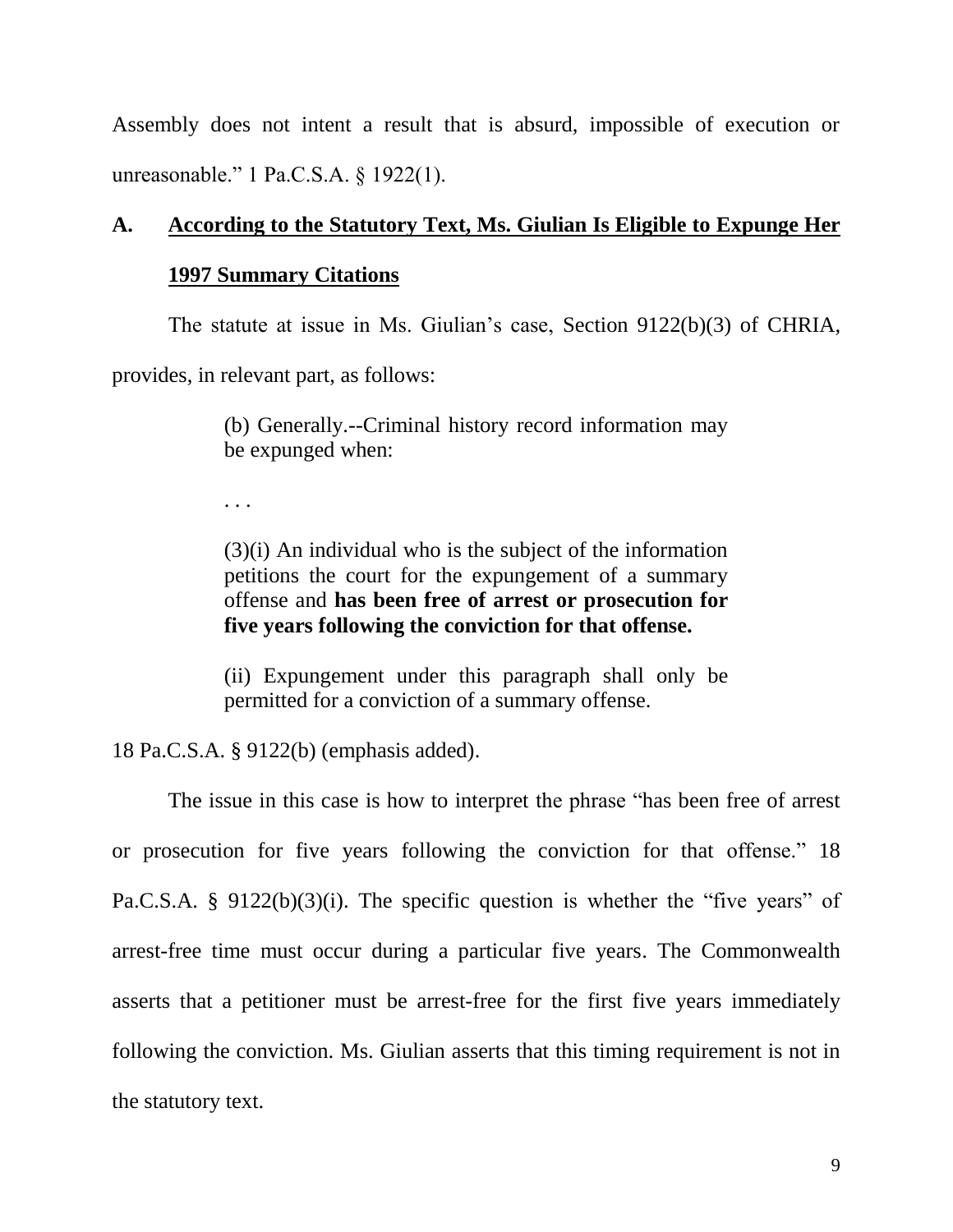Assembly does not intent a result that is absurd, impossible of execution or unreasonable." 1 Pa.C.S.A. § 1922(1).

## A. <u>According to the Statutory Text, Ms. Giulian Is Eligible to Expunge Her 1997 Summary Citations</u>

The statute at issue in Ms. Giulian's case, Section 9122(b)(3) of CHRIA, provides, in relevant part, as follows:

> (b) Generally.--Criminal history record information may be expunged when:
>
> . . .
>
> (3)(i) An individual who is the subject of the information petitions the court for the expungement of a summary offense and **has been free of arrest or prosecution for five years following the conviction for that offense.**
>
> (ii) Expungement under this paragraph shall only be permitted for a conviction of a summary offense.

18 Pa.C.S.A. § 9122(b) (emphasis added).

The issue in this case is how to interpret the phrase "has been free of arrest or prosecution for five years following the conviction for that offense." 18 Pa.C.S.A. § 9122(b)(3)(i). The specific question is whether the "five years" of arrest-free time must occur during a particular five years. The Commonwealth asserts that a petitioner must be arrest-free for the first five years immediately following the conviction. Ms. Giulian asserts that this timing requirement is not in the statutory text.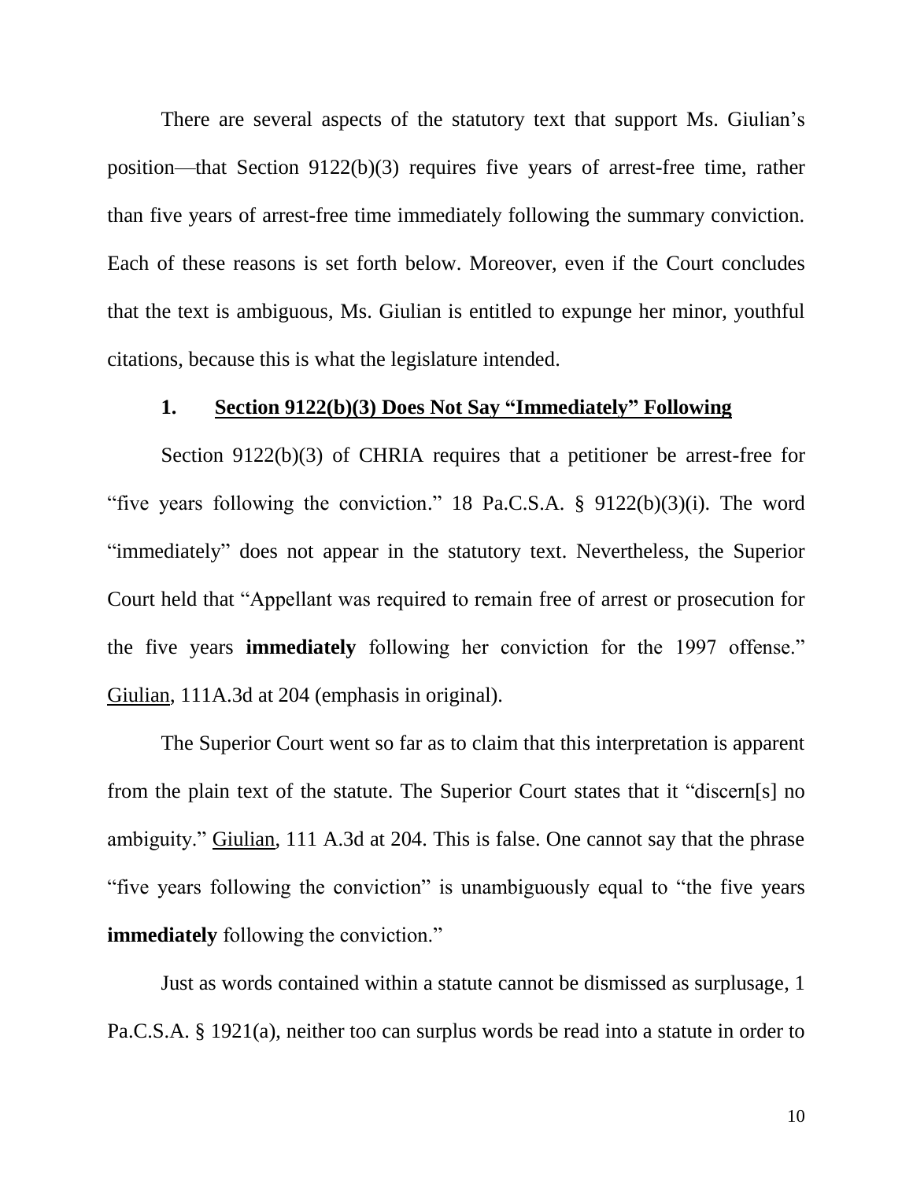There are several aspects of the statutory text that support Ms. Giulian's position—that Section 9122(b)(3) requires five years of arrest-free time, rather than five years of arrest-free time immediately following the summary conviction. Each of these reasons is set forth below. Moreover, even if the Court concludes that the text is ambiguous, Ms. Giulian is entitled to expunge her minor, youthful citations, because this is what the legislature intended.

### 1. Section 9122(b)(3) Does Not Say "Immediately" Following

Section 9122(b)(3) of CHRIA requires that a petitioner be arrest-free for "five years following the conviction." 18 Pa.C.S.A. § 9122(b)(3)(i). The word "immediately" does not appear in the statutory text. Nevertheless, the Superior Court held that "Appellant was required to remain free of arrest or prosecution for the five years **immediately** following her conviction for the 1997 offense." Giulian, 111A.3d at 204 (emphasis in original).

The Superior Court went so far as to claim that this interpretation is apparent from the plain text of the statute. The Superior Court states that it "discern[s] no ambiguity." Giulian, 111 A.3d at 204. This is false. One cannot say that the phrase "five years following the conviction" is unambiguously equal to "the five years **immediately** following the conviction."

Just as words contained within a statute cannot be dismissed as surplusage, 1 Pa.C.S.A. § 1921(a), neither too can surplus words be read into a statute in order to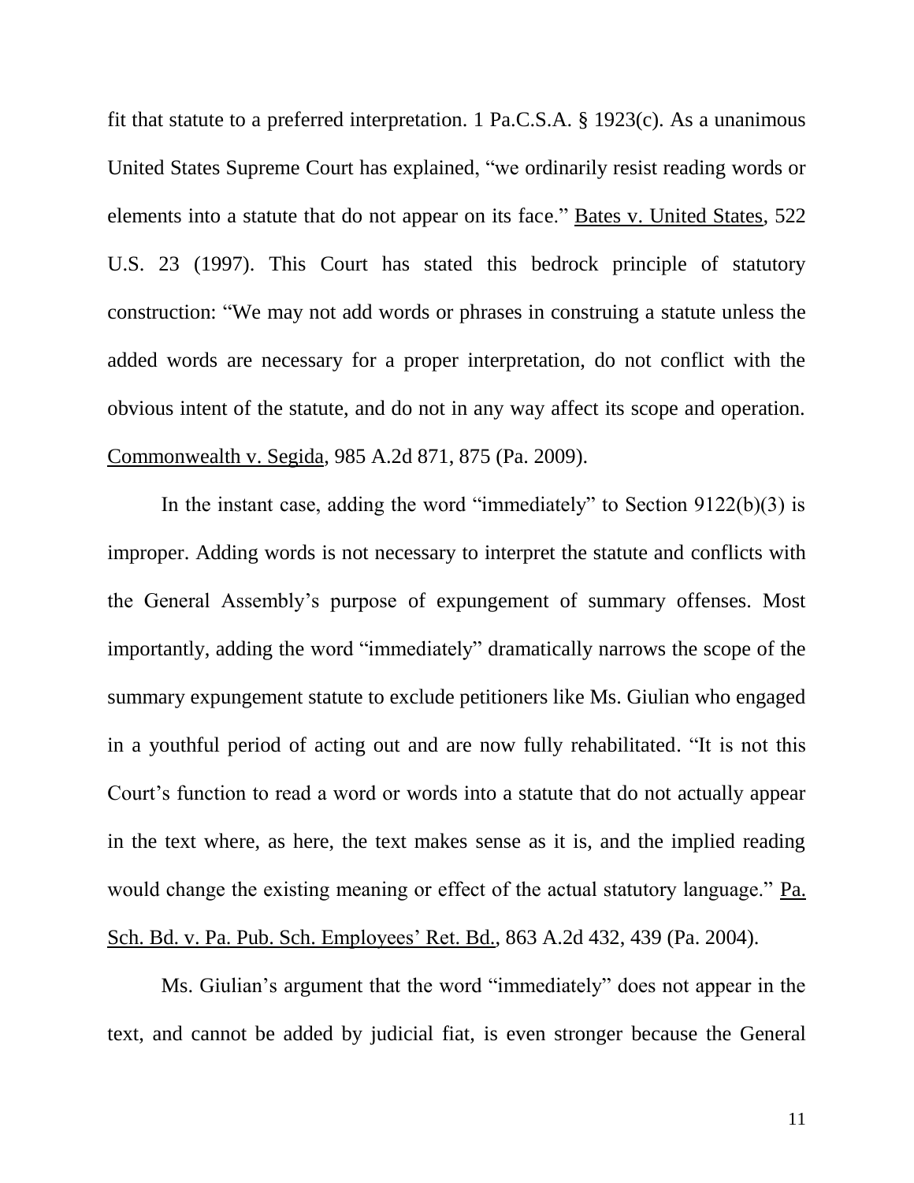fit that statute to a preferred interpretation. 1 Pa.C.S.A. § 1923(c). As a unanimous United States Supreme Court has explained, "we ordinarily resist reading words or elements into a statute that do not appear on its face." Bates v. United States, 522 U.S. 23 (1997). This Court has stated this bedrock principle of statutory construction: "We may not add words or phrases in construing a statute unless the added words are necessary for a proper interpretation, do not conflict with the obvious intent of the statute, and do not in any way affect its scope and operation. Commonwealth v. Segida, 985 A.2d 871, 875 (Pa. 2009).

In the instant case, adding the word "immediately" to Section 9122(b)(3) is improper. Adding words is not necessary to interpret the statute and conflicts with the General Assembly's purpose of expungement of summary offenses. Most importantly, adding the word "immediately" dramatically narrows the scope of the summary expungement statute to exclude petitioners like Ms. Giulian who engaged in a youthful period of acting out and are now fully rehabilitated. "It is not this Court's function to read a word or words into a statute that do not actually appear in the text where, as here, the text makes sense as it is, and the implied reading would change the existing meaning or effect of the actual statutory language." Pa. Sch. Bd. v. Pa. Pub. Sch. Employees' Ret. Bd., 863 A.2d 432, 439 (Pa. 2004).

Ms. Giulian's argument that the word "immediately" does not appear in the text, and cannot be added by judicial fiat, is even stronger because the General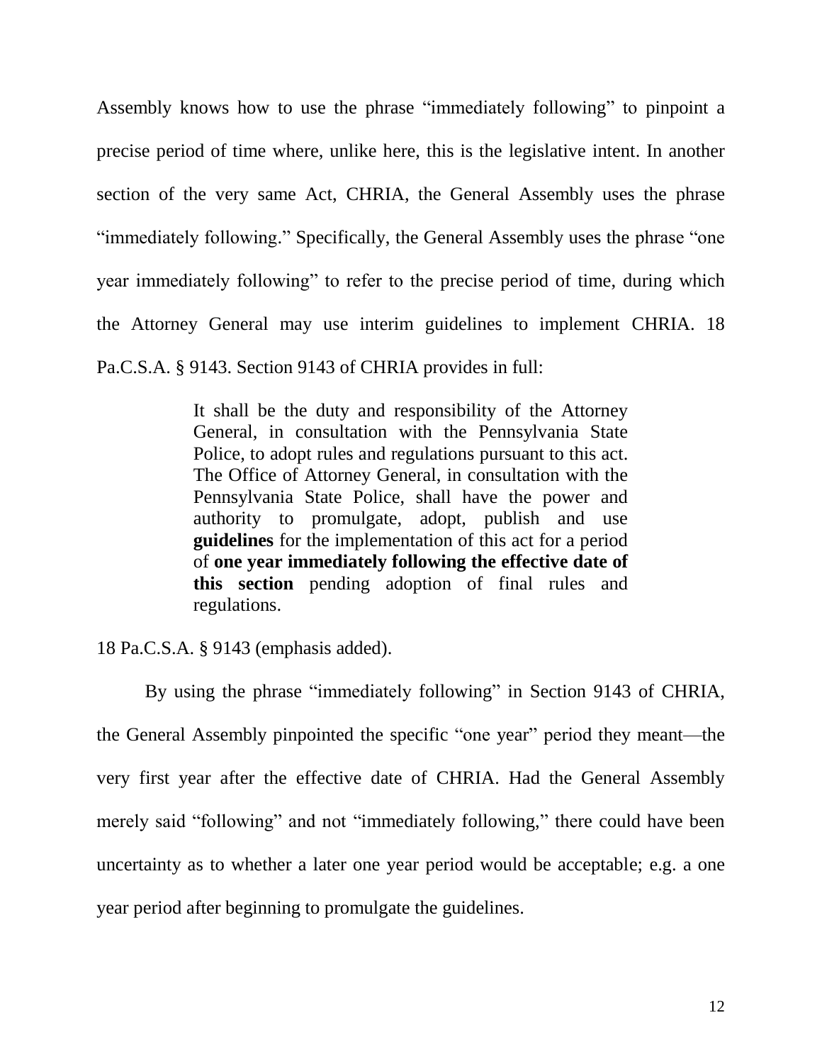Assembly knows how to use the phrase "immediately following" to pinpoint a precise period of time where, unlike here, this is the legislative intent. In another section of the very same Act, CHRIA, the General Assembly uses the phrase "immediately following." Specifically, the General Assembly uses the phrase "one year immediately following" to refer to the precise period of time, during which the Attorney General may use interim guidelines to implement CHRIA. 18 Pa.C.S.A. § 9143. Section 9143 of CHRIA provides in full:

> It shall be the duty and responsibility of the Attorney General, in consultation with the Pennsylvania State Police, to adopt rules and regulations pursuant to this act. The Office of Attorney General, in consultation with the Pennsylvania State Police, shall have the power and authority to promulgate, adopt, publish and use **guidelines** for the implementation of this act for a period of **one year immediately following the effective date of this section** pending adoption of final rules and regulations.

18 Pa.C.S.A. § 9143 (emphasis added).

By using the phrase "immediately following" in Section 9143 of CHRIA, the General Assembly pinpointed the specific "one year" period they meant—the very first year after the effective date of CHRIA. Had the General Assembly merely said "following" and not "immediately following," there could have been uncertainty as to whether a later one year period would be acceptable; e.g. a one year period after beginning to promulgate the guidelines.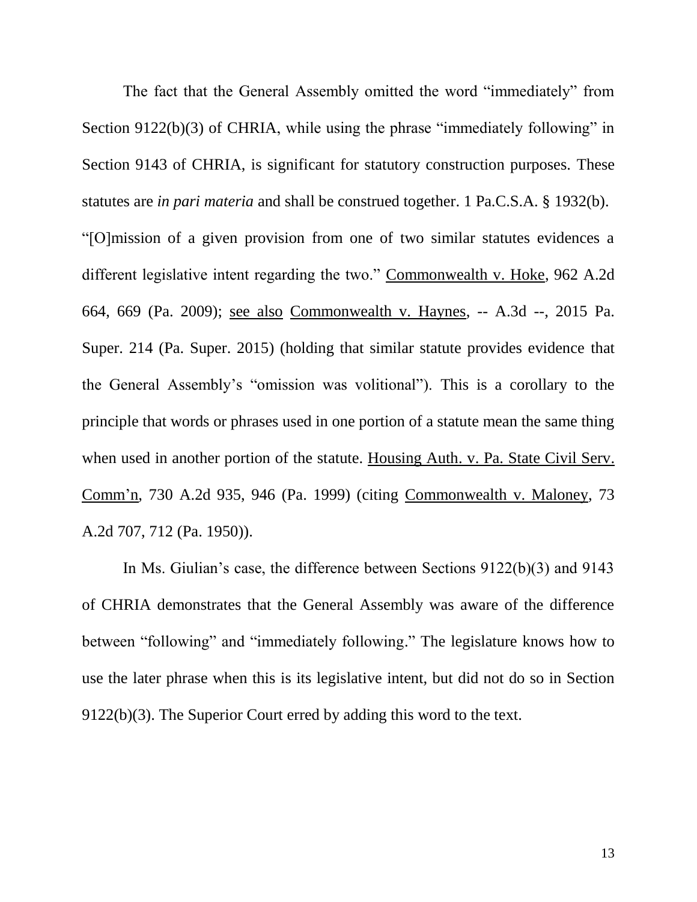The fact that the General Assembly omitted the word "immediately" from Section 9122(b)(3) of CHRIA, while using the phrase "immediately following" in Section 9143 of CHRIA, is significant for statutory construction purposes. These statutes are *in pari materia* and shall be construed together. 1 Pa.C.S.A. § 1932(b). "[O]mission of a given provision from one of two similar statutes evidences a different legislative intent regarding the two." Commonwealth v. Hoke, 962 A.2d 664, 669 (Pa. 2009); see also Commonwealth v. Haynes, -- A.3d --, 2015 Pa. Super. 214 (Pa. Super. 2015) (holding that similar statute provides evidence that the General Assembly's "omission was volitional"). This is a corollary to the principle that words or phrases used in one portion of a statute mean the same thing when used in another portion of the statute. Housing Auth. v. Pa. State Civil Serv. Comm'n, 730 A.2d 935, 946 (Pa. 1999) (citing Commonwealth v. Maloney, 73 A.2d 707, 712 (Pa. 1950)).

In Ms. Giulian's case, the difference between Sections 9122(b)(3) and 9143 of CHRIA demonstrates that the General Assembly was aware of the difference between "following" and "immediately following." The legislature knows how to use the later phrase when this is its legislative intent, but did not do so in Section 9122(b)(3). The Superior Court erred by adding this word to the text.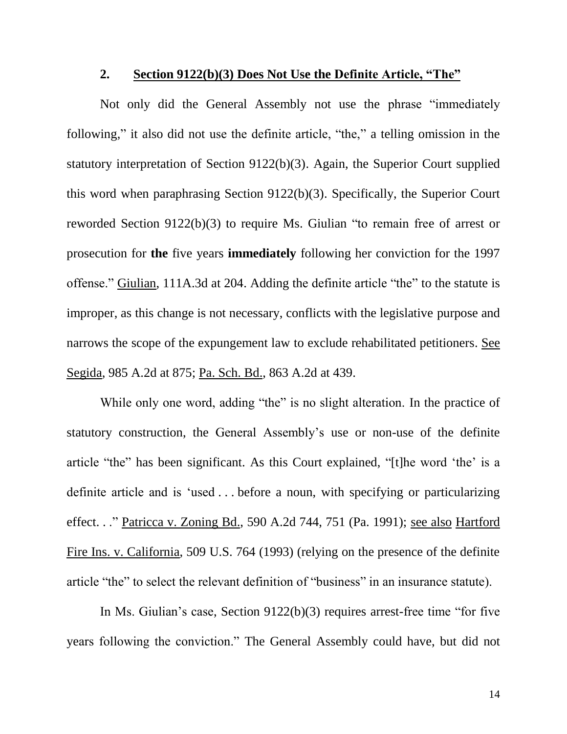### 2. Section 9122(b)(3) Does Not Use the Definite Article, "The"

Not only did the General Assembly not use the phrase "immediately following," it also did not use the definite article, "the," a telling omission in the statutory interpretation of Section 9122(b)(3). Again, the Superior Court supplied this word when paraphrasing Section 9122(b)(3). Specifically, the Superior Court reworded Section 9122(b)(3) to require Ms. Giulian "to remain free of arrest or prosecution for **the** five years **immediately** following her conviction for the 1997 offense." Giulian, 111A.3d at 204. Adding the definite article "the" to the statute is improper, as this change is not necessary, conflicts with the legislative purpose and narrows the scope of the expungement law to exclude rehabilitated petitioners. See Segida, 985 A.2d at 875; Pa. Sch. Bd., 863 A.2d at 439.

While only one word, adding "the" is no slight alteration. In the practice of statutory construction, the General Assembly's use or non-use of the definite article "the" has been significant. As this Court explained, "[t]he word 'the' is a definite article and is 'used . . . before a noun, with specifying or particularizing effect. . ." Patricca v. Zoning Bd., 590 A.2d 744, 751 (Pa. 1991); see also Hartford Fire Ins. v. California, 509 U.S. 764 (1993) (relying on the presence of the definite article "the" to select the relevant definition of "business" in an insurance statute).

In Ms. Giulian's case, Section 9122(b)(3) requires arrest-free time "for five years following the conviction." The General Assembly could have, but did not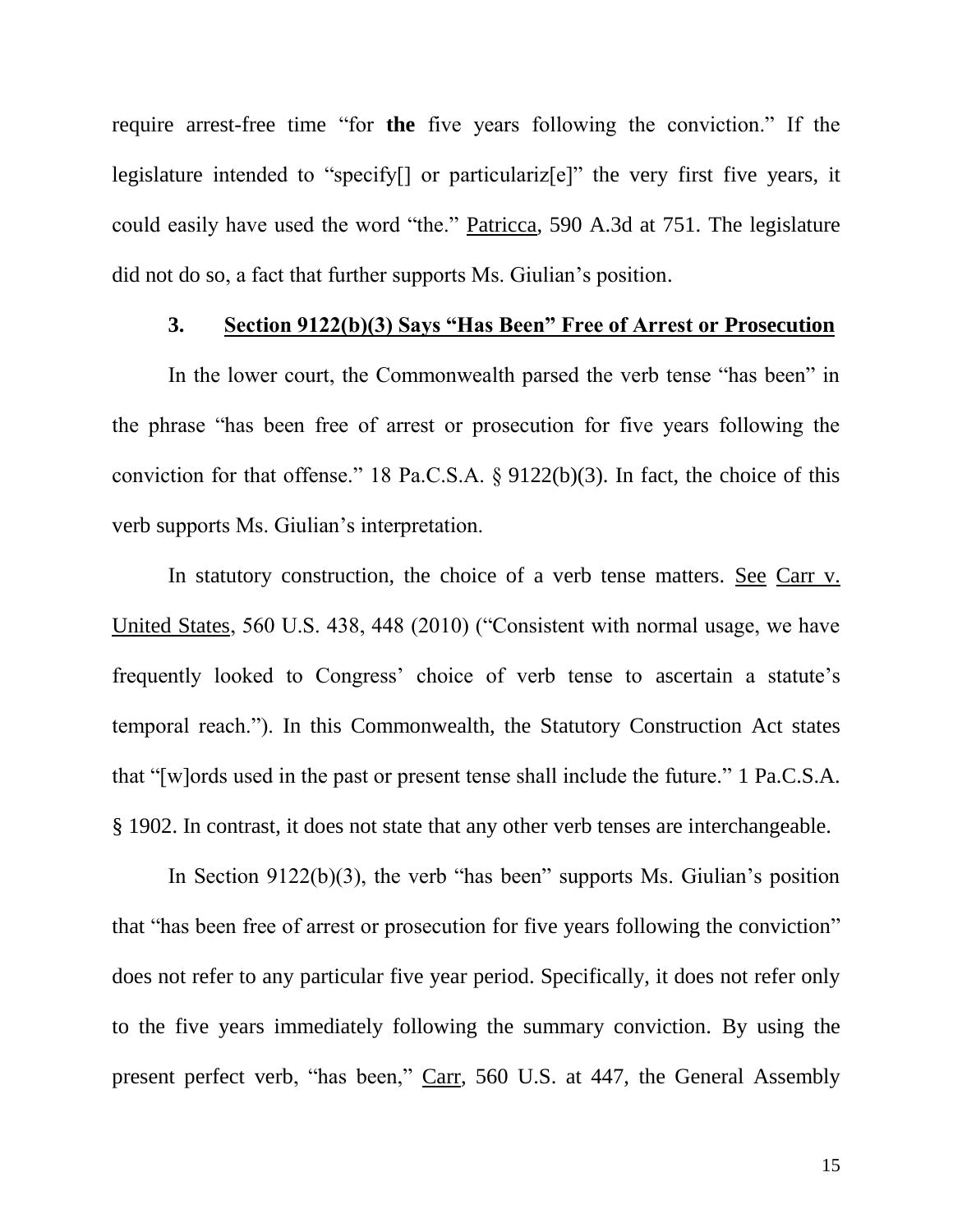require arrest-free time "for **the** five years following the conviction." If the legislature intended to "specify[] or particulariz[e]" the very first five years, it could easily have used the word "the." Patricca, 590 A.3d at 751. The legislature did not do so, a fact that further supports Ms. Giulian's position.

### 3. Section 9122(b)(3) Says "Has Been" Free of Arrest or Prosecution

In the lower court, the Commonwealth parsed the verb tense "has been" in the phrase "has been free of arrest or prosecution for five years following the conviction for that offense." 18 Pa.C.S.A. § 9122(b)(3). In fact, the choice of this verb supports Ms. Giulian's interpretation.

In statutory construction, the choice of a verb tense matters. See Carr v. United States, 560 U.S. 438, 448 (2010) ("Consistent with normal usage, we have frequently looked to Congress' choice of verb tense to ascertain a statute's temporal reach."). In this Commonwealth, the Statutory Construction Act states that "[w]ords used in the past or present tense shall include the future." 1 Pa.C.S.A. § 1902. In contrast, it does not state that any other verb tenses are interchangeable.

In Section 9122(b)(3), the verb "has been" supports Ms. Giulian's position that "has been free of arrest or prosecution for five years following the conviction" does not refer to any particular five year period. Specifically, it does not refer only to the five years immediately following the summary conviction. By using the present perfect verb, "has been," Carr, 560 U.S. at 447, the General Assembly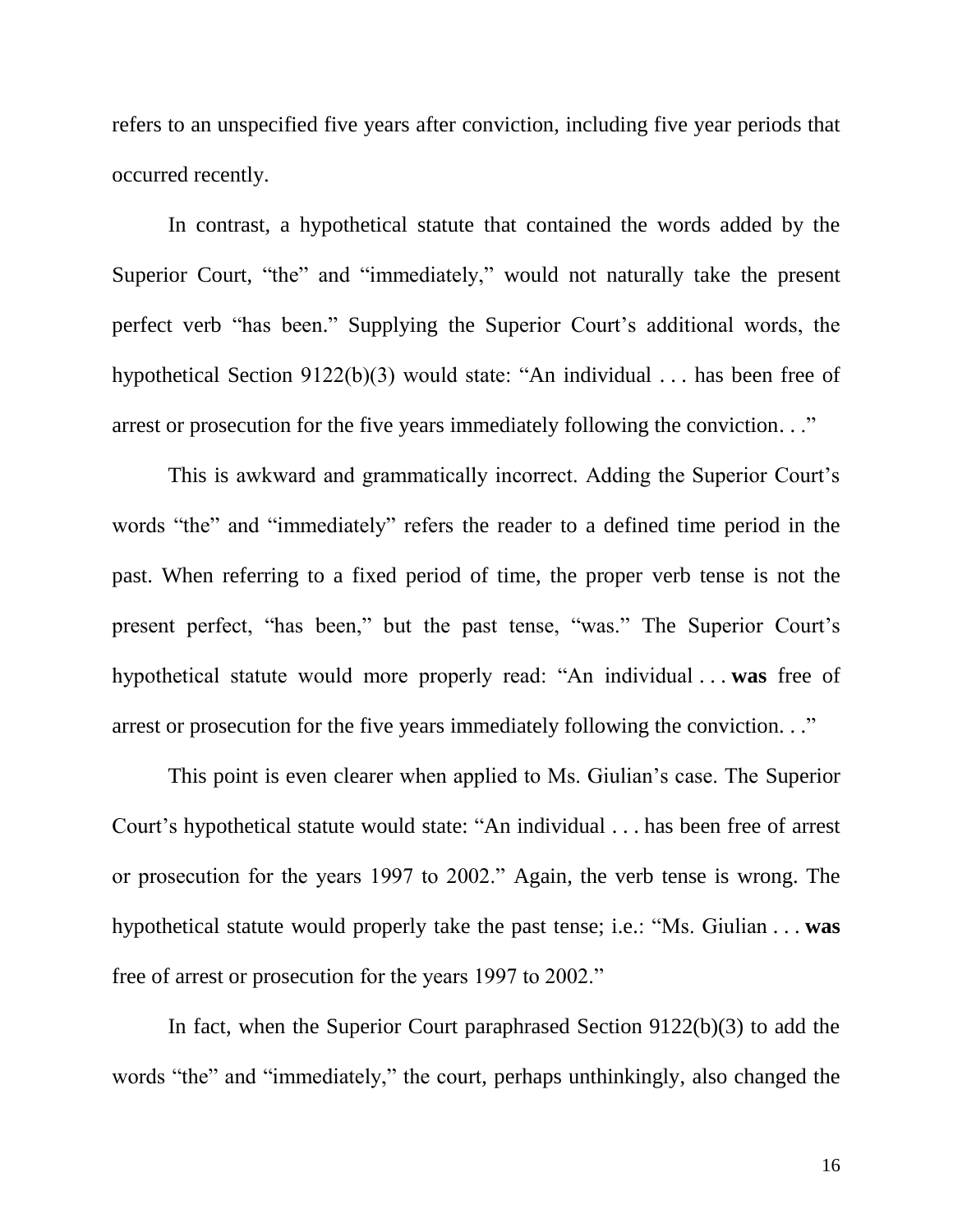refers to an unspecified five years after conviction, including five year periods that occurred recently.

In contrast, a hypothetical statute that contained the words added by the Superior Court, "the" and "immediately," would not naturally take the present perfect verb "has been." Supplying the Superior Court's additional words, the hypothetical Section 9122(b)(3) would state: "An individual . . . has been free of arrest or prosecution for the five years immediately following the conviction. . ."

This is awkward and grammatically incorrect. Adding the Superior Court's words "the" and "immediately" refers the reader to a defined time period in the past. When referring to a fixed period of time, the proper verb tense is not the present perfect, "has been," but the past tense, "was." The Superior Court's hypothetical statute would more properly read: "An individual . . . **was** free of arrest or prosecution for the five years immediately following the conviction. . ."

This point is even clearer when applied to Ms. Giulian's case. The Superior Court's hypothetical statute would state: "An individual . . . has been free of arrest or prosecution for the years 1997 to 2002." Again, the verb tense is wrong. The hypothetical statute would properly take the past tense; i.e.: "Ms. Giulian . . . **was** free of arrest or prosecution for the years 1997 to 2002."

In fact, when the Superior Court paraphrased Section 9122(b)(3) to add the words "the" and "immediately," the court, perhaps unthinkingly, also changed the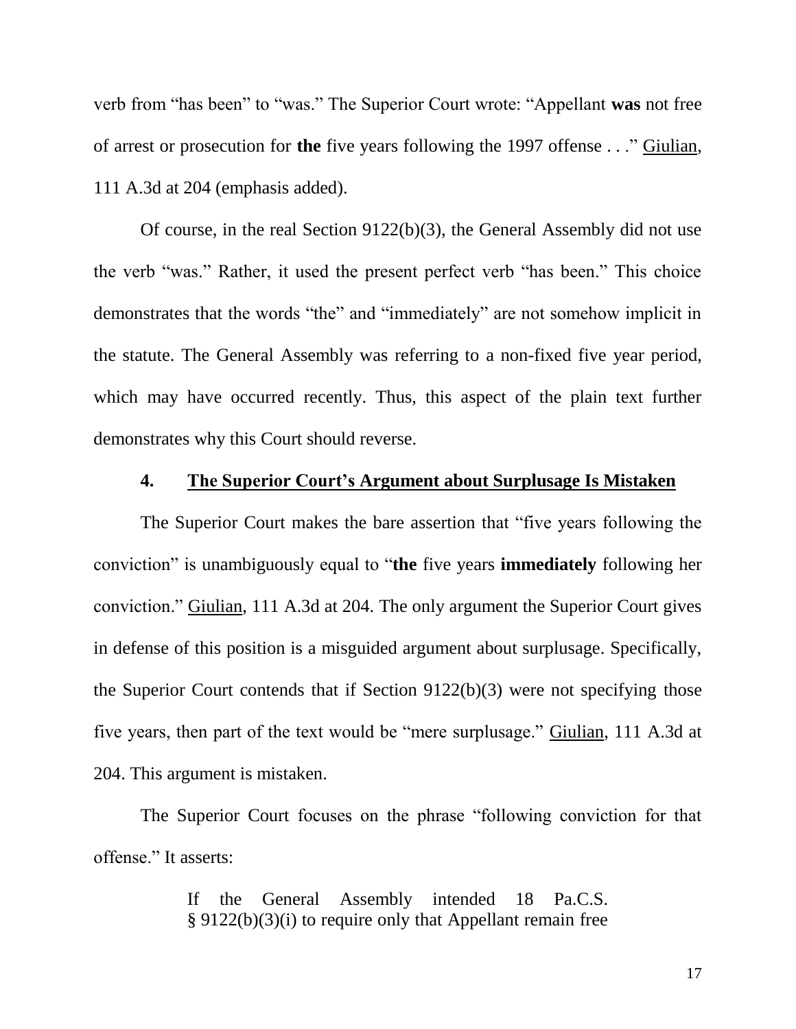verb from "has been" to "was." The Superior Court wrote: "Appellant **was** not free of arrest or prosecution for **the** five years following the 1997 offense . . ." Giulian, 111 A.3d at 204 (emphasis added).

Of course, in the real Section 9122(b)(3), the General Assembly did not use the verb "was." Rather, it used the present perfect verb "has been." This choice demonstrates that the words "the" and "immediately" are not somehow implicit in the statute. The General Assembly was referring to a non-fixed five year period, which may have occurred recently. Thus, this aspect of the plain text further demonstrates why this Court should reverse.

### 4. The Superior Court's Argument about Surplusage Is Mistaken

The Superior Court makes the bare assertion that "five years following the conviction" is unambiguously equal to "**the** five years **immediately** following her conviction." Giulian, 111 A.3d at 204. The only argument the Superior Court gives in defense of this position is a misguided argument about surplusage. Specifically, the Superior Court contends that if Section 9122(b)(3) were not specifying those five years, then part of the text would be "mere surplusage." Giulian, 111 A.3d at 204. This argument is mistaken.

The Superior Court focuses on the phrase "following conviction for that offense." It asserts:

> If the General Assembly intended 18 Pa.C.S. § 9122(b)(3)(i) to require only that Appellant remain free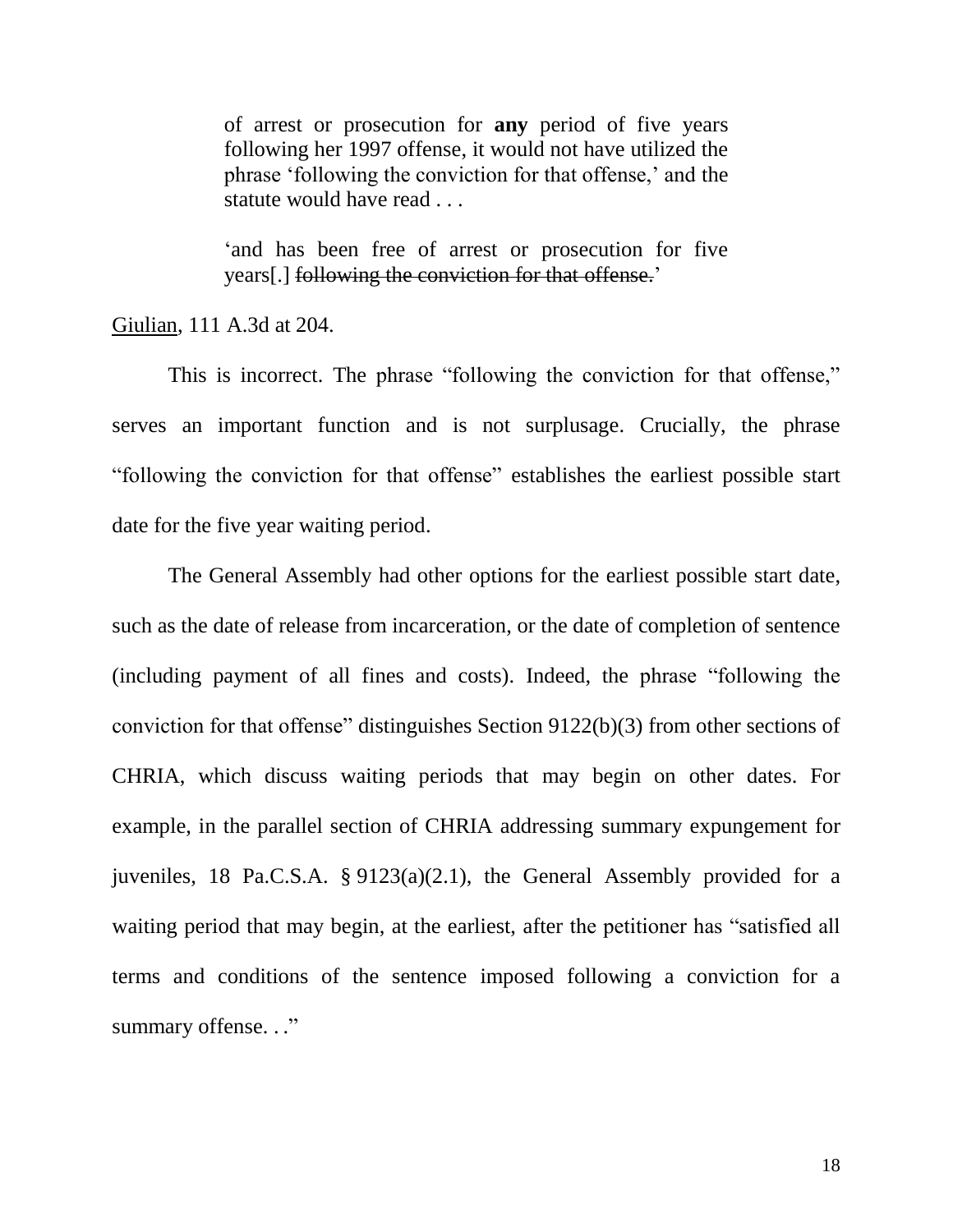> of arrest or prosecution for **any** period of five years following her 1997 offense, it would not have utilized the phrase 'following the conviction for that offense,' and the statute would have read . . .
>
> 'and has been free of arrest or prosecution for five years[.] ~~following the conviction for that offense.~~'

Giulian, 111 A.3d at 204.

This is incorrect. The phrase "following the conviction for that offense," serves an important function and is not surplusage. Crucially, the phrase "following the conviction for that offense" establishes the earliest possible start date for the five year waiting period.

The General Assembly had other options for the earliest possible start date, such as the date of release from incarceration, or the date of completion of sentence (including payment of all fines and costs). Indeed, the phrase "following the conviction for that offense" distinguishes Section 9122(b)(3) from other sections of CHRIA, which discuss waiting periods that may begin on other dates. For example, in the parallel section of CHRIA addressing summary expungement for juveniles, 18 Pa.C.S.A. § 9123(a)(2.1), the General Assembly provided for a waiting period that may begin, at the earliest, after the petitioner has "satisfied all terms and conditions of the sentence imposed following a conviction for a summary offense. . ."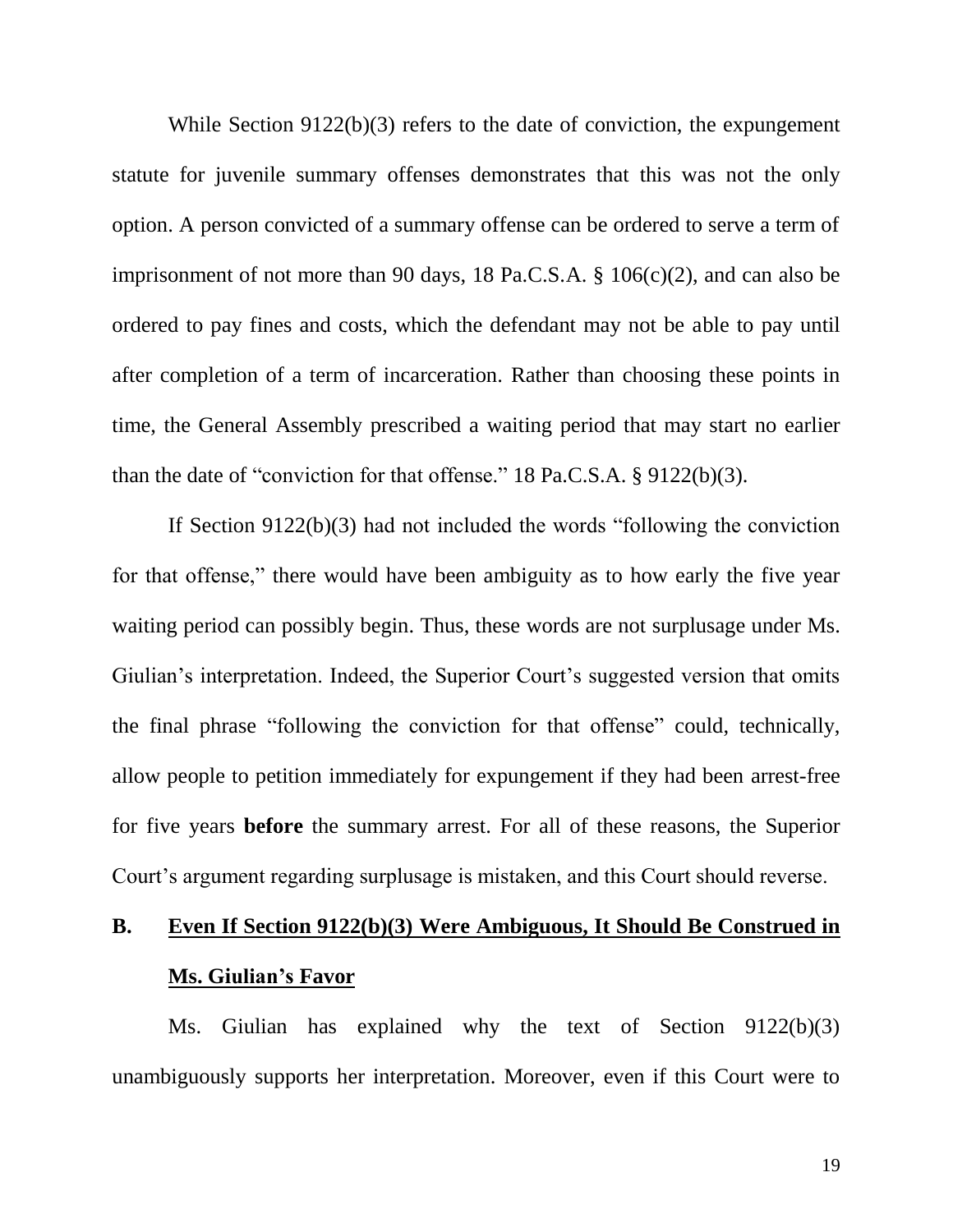While Section 9122(b)(3) refers to the date of conviction, the expungement statute for juvenile summary offenses demonstrates that this was not the only option. A person convicted of a summary offense can be ordered to serve a term of imprisonment of not more than 90 days, 18 Pa.C.S.A. § 106(c)(2), and can also be ordered to pay fines and costs, which the defendant may not be able to pay until after completion of a term of incarceration. Rather than choosing these points in time, the General Assembly prescribed a waiting period that may start no earlier than the date of "conviction for that offense." 18 Pa.C.S.A. § 9122(b)(3).

If Section 9122(b)(3) had not included the words "following the conviction for that offense," there would have been ambiguity as to how early the five year waiting period can possibly begin. Thus, these words are not surplusage under Ms. Giulian's interpretation. Indeed, the Superior Court's suggested version that omits the final phrase "following the conviction for that offense" could, technically, allow people to petition immediately for expungement if they had been arrest-free for five years **before** the summary arrest. For all of these reasons, the Superior Court's argument regarding surplusage is mistaken, and this Court should reverse.

## B. Even If Section 9122(b)(3) Were Ambiguous, It Should Be Construed in Ms. Giulian's Favor

Ms. Giulian has explained why the text of Section 9122(b)(3) unambiguously supports her interpretation. Moreover, even if this Court were to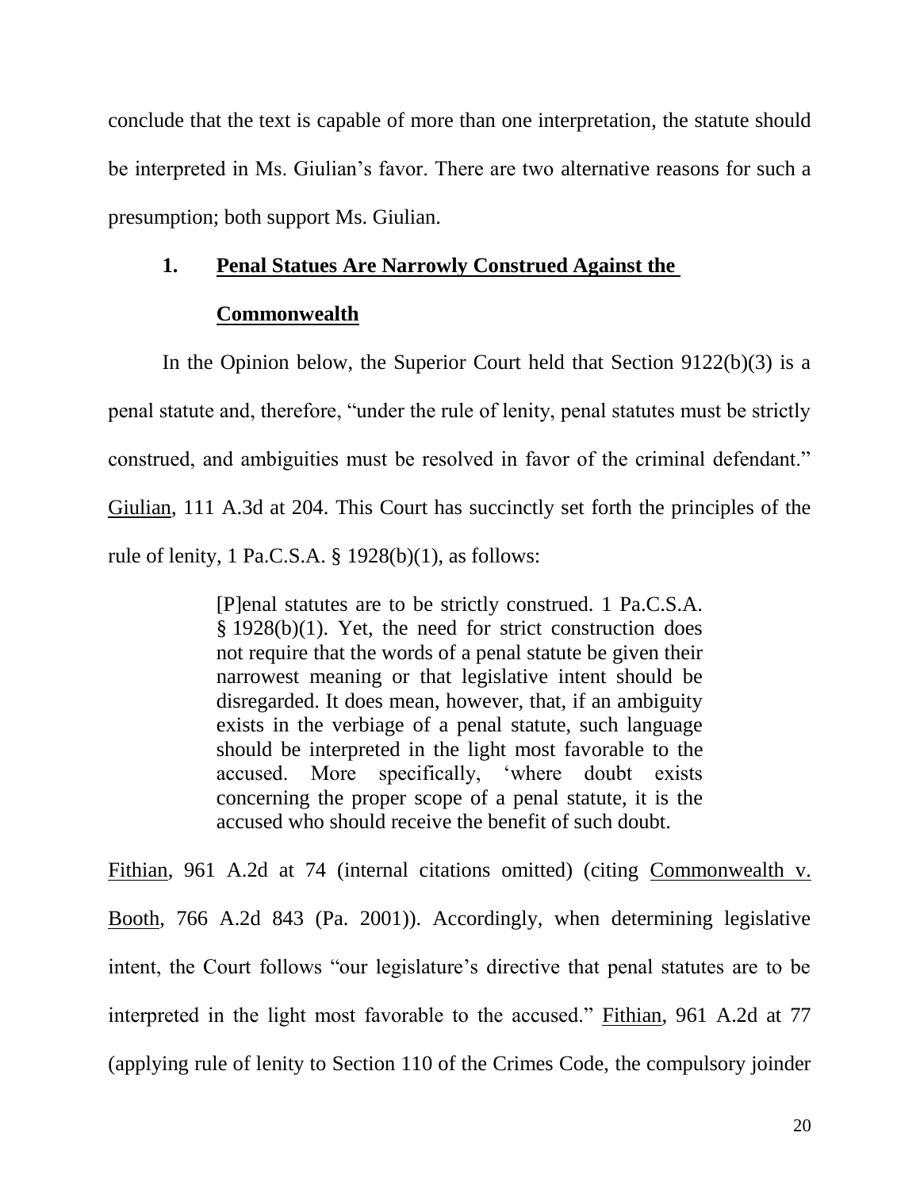conclude that the text is capable of more than one interpretation, the statute should be interpreted in Ms. Giulian's favor. There are two alternative reasons for such a presumption; both support Ms. Giulian.

### 1. Penal Statues Are Narrowly Construed Against the Commonwealth

In the Opinion below, the Superior Court held that Section 9122(b)(3) is a penal statute and, therefore, "under the rule of lenity, penal statutes must be strictly construed, and ambiguities must be resolved in favor of the criminal defendant." Giulian, 111 A.3d at 204. This Court has succinctly set forth the principles of the rule of lenity, 1 Pa.C.S.A. § 1928(b)(1), as follows:

> [P]enal statutes are to be strictly construed. 1 Pa.C.S.A. § 1928(b)(1). Yet, the need for strict construction does not require that the words of a penal statute be given their narrowest meaning or that legislative intent should be disregarded. It does mean, however, that, if an ambiguity exists in the verbiage of a penal statute, such language should be interpreted in the light most favorable to the accused. More specifically, 'where doubt exists concerning the proper scope of a penal statute, it is the accused who should receive the benefit of such doubt.

Fithian, 961 A.2d at 74 (internal citations omitted) (citing Commonwealth v. Booth, 766 A.2d 843 (Pa. 2001)). Accordingly, when determining legislative intent, the Court follows "our legislature's directive that penal statutes are to be interpreted in the light most favorable to the accused." Fithian, 961 A.2d at 77 (applying rule of lenity to Section 110 of the Crimes Code, the compulsory joinder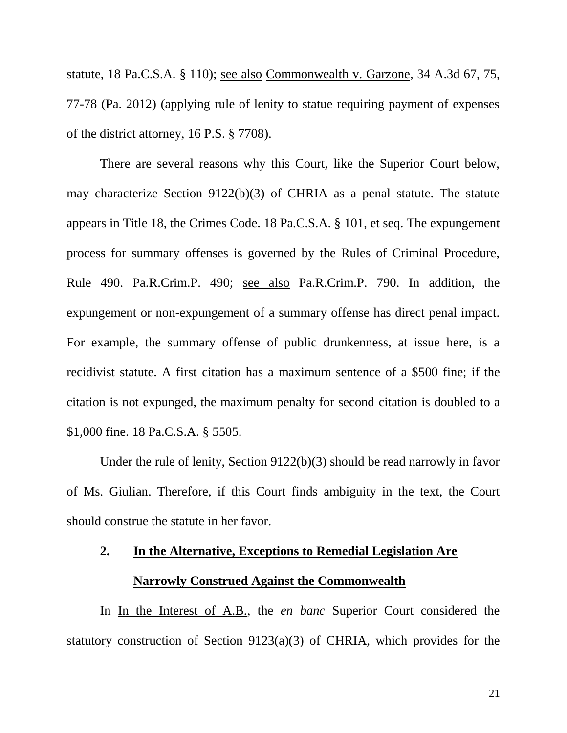statute, 18 Pa.C.S.A. § 110); see also Commonwealth v. Garzone, 34 A.3d 67, 75, 77-78 (Pa. 2012) (applying rule of lenity to statue requiring payment of expenses of the district attorney, 16 P.S. § 7708).

There are several reasons why this Court, like the Superior Court below, may characterize Section 9122(b)(3) of CHRIA as a penal statute. The statute appears in Title 18, the Crimes Code. 18 Pa.C.S.A. § 101, et seq. The expungement process for summary offenses is governed by the Rules of Criminal Procedure, Rule 490. Pa.R.Crim.P. 490; see also Pa.R.Crim.P. 790. In addition, the expungement or non-expungement of a summary offense has direct penal impact. For example, the summary offense of public drunkenness, at issue here, is a recidivist statute. A first citation has a maximum sentence of a $500 fine; if the citation is not expunged, the maximum penalty for second citation is doubled to a $1,000 fine. 18 Pa.C.S.A. § 5505.

Under the rule of lenity, Section 9122(b)(3) should be read narrowly in favor of Ms. Giulian. Therefore, if this Court finds ambiguity in the text, the Court should construe the statute in her favor.

### 2. In the Alternative, Exceptions to Remedial Legislation Are Narrowly Construed Against the Commonwealth

In In the Interest of A.B., the *en banc* Superior Court considered the statutory construction of Section 9123(a)(3) of CHRIA, which provides for the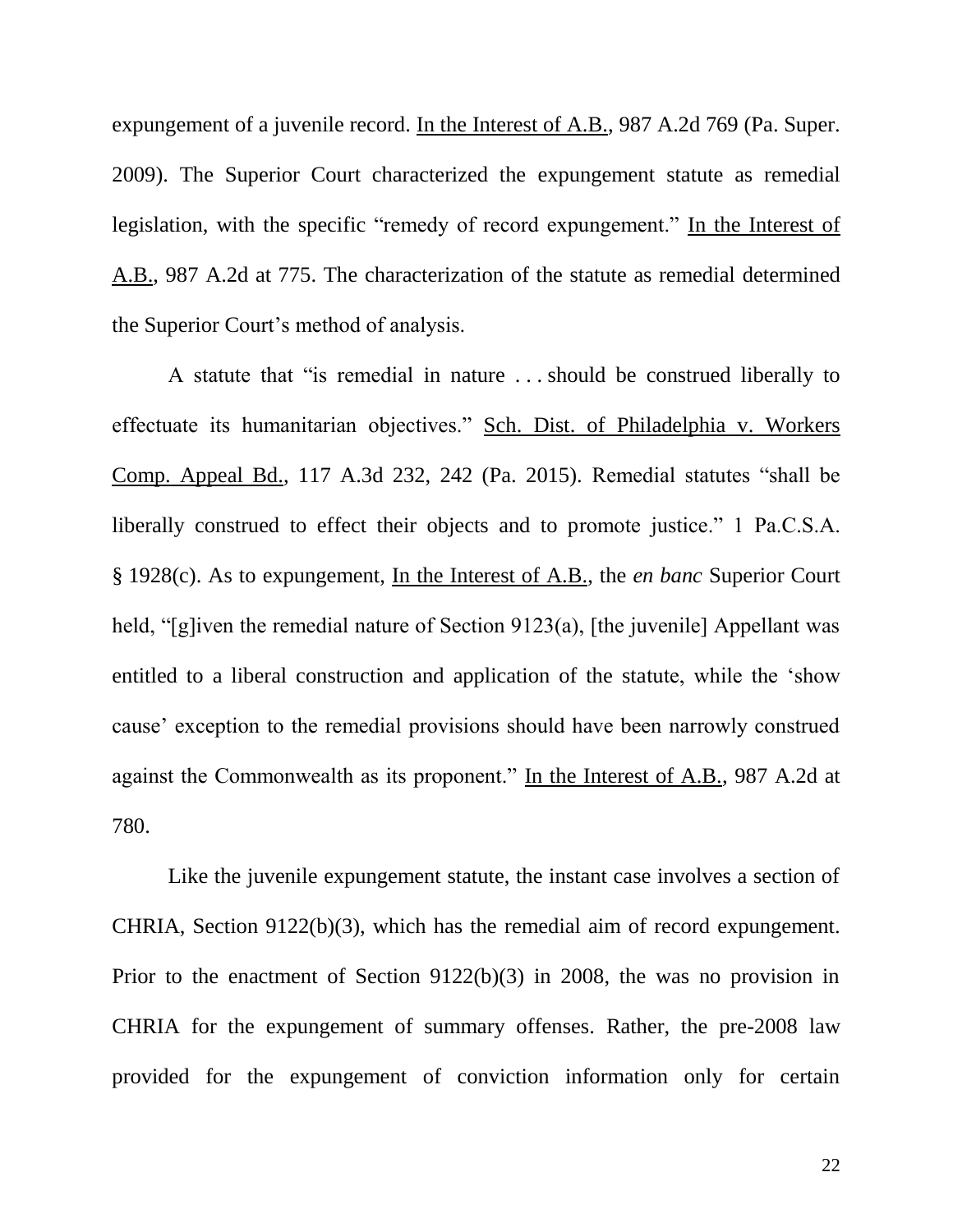expungement of a juvenile record. In the Interest of A.B., 987 A.2d 769 (Pa. Super. 2009). The Superior Court characterized the expungement statute as remedial legislation, with the specific "remedy of record expungement." In the Interest of A.B., 987 A.2d at 775. The characterization of the statute as remedial determined the Superior Court's method of analysis.

A statute that "is remedial in nature . . . should be construed liberally to effectuate its humanitarian objectives." Sch. Dist. of Philadelphia v. Workers Comp. Appeal Bd., 117 A.3d 232, 242 (Pa. 2015). Remedial statutes "shall be liberally construed to effect their objects and to promote justice." 1 Pa.C.S.A. § 1928(c). As to expungement, In the Interest of A.B., the *en banc* Superior Court held, "[g]iven the remedial nature of Section 9123(a), [the juvenile] Appellant was entitled to a liberal construction and application of the statute, while the 'show cause' exception to the remedial provisions should have been narrowly construed against the Commonwealth as its proponent." In the Interest of A.B., 987 A.2d at 780.

Like the juvenile expungement statute, the instant case involves a section of CHRIA, Section 9122(b)(3), which has the remedial aim of record expungement. Prior to the enactment of Section 9122(b)(3) in 2008, the was no provision in CHRIA for the expungement of summary offenses. Rather, the pre-2008 law provided for the expungement of conviction information only for certain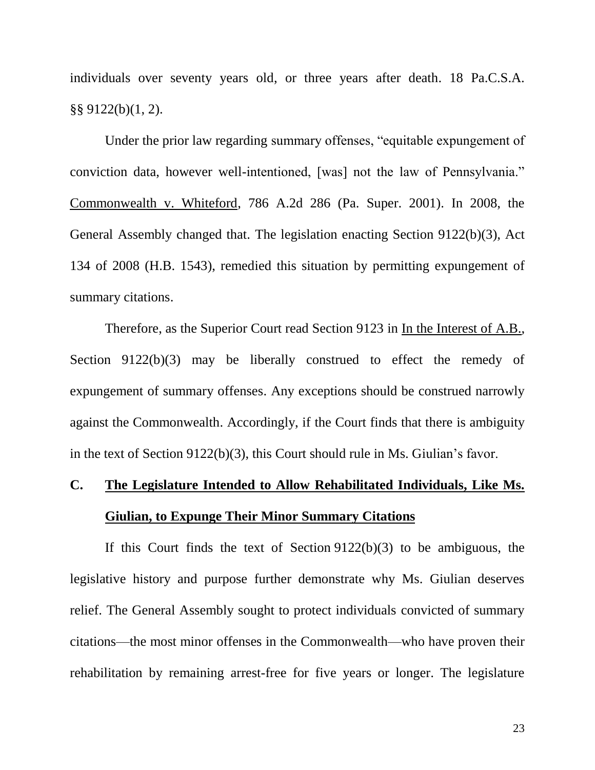individuals over seventy years old, or three years after death. 18 Pa.C.S.A. §§ 9122(b)(1, 2).

Under the prior law regarding summary offenses, "equitable expungement of conviction data, however well-intentioned, [was] not the law of Pennsylvania." Commonwealth v. Whiteford, 786 A.2d 286 (Pa. Super. 2001). In 2008, the General Assembly changed that. The legislation enacting Section 9122(b)(3), Act 134 of 2008 (H.B. 1543), remedied this situation by permitting expungement of summary citations.

Therefore, as the Superior Court read Section 9123 in In the Interest of A.B., Section 9122(b)(3) may be liberally construed to effect the remedy of expungement of summary offenses. Any exceptions should be construed narrowly against the Commonwealth. Accordingly, if the Court finds that there is ambiguity in the text of Section 9122(b)(3), this Court should rule in Ms. Giulian's favor.

### C. The Legislature Intended to Allow Rehabilitated Individuals, Like Ms. Giulian, to Expunge Their Minor Summary Citations

If this Court finds the text of Section 9122(b)(3) to be ambiguous, the legislative history and purpose further demonstrate why Ms. Giulian deserves relief. The General Assembly sought to protect individuals convicted of summary citations—the most minor offenses in the Commonwealth—who have proven their rehabilitation by remaining arrest-free for five years or longer. The legislature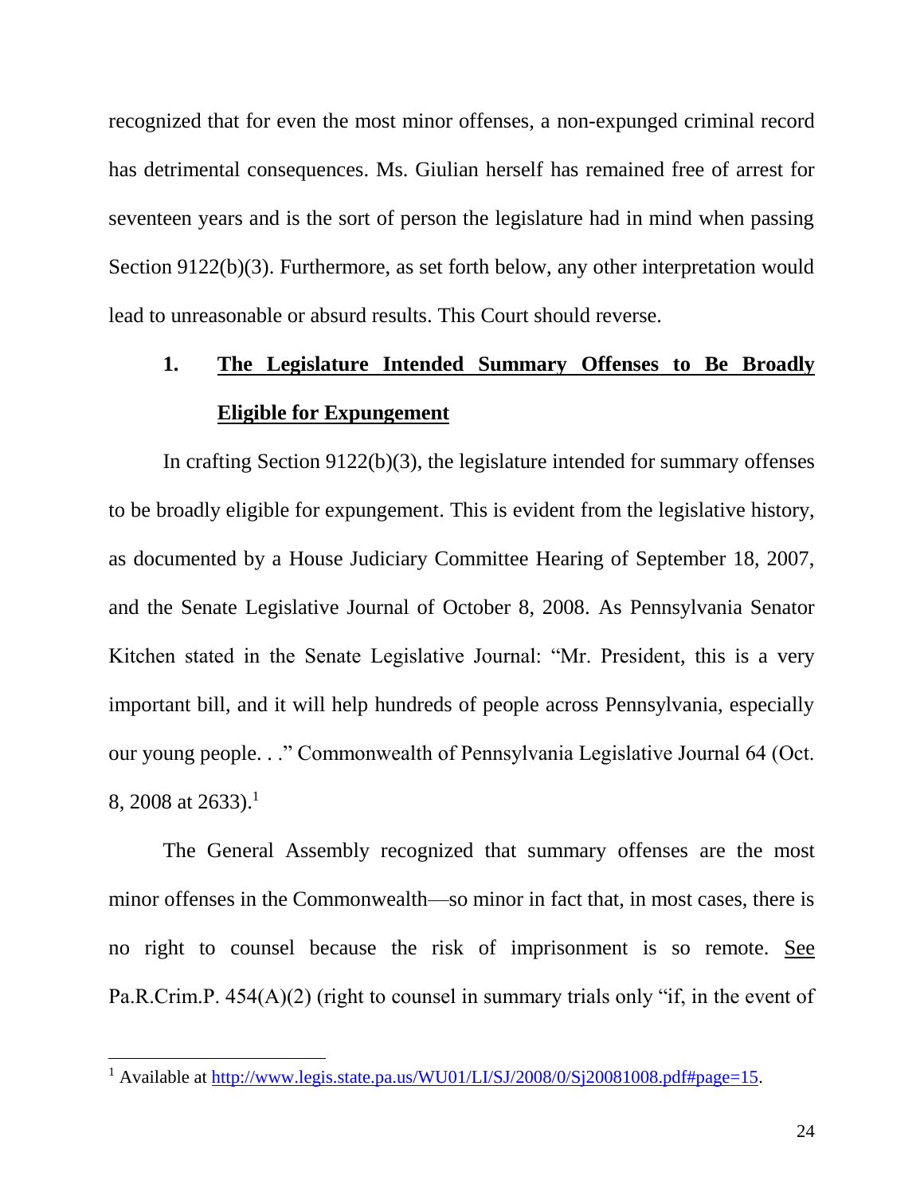recognized that for even the most minor offenses, a non-expunged criminal record has detrimental consequences. Ms. Giulian herself has remained free of arrest for seventeen years and is the sort of person the legislature had in mind when passing Section 9122(b)(3). Furthermore, as set forth below, any other interpretation would lead to unreasonable or absurd results. This Court should reverse.

### 1. <u>The Legislature Intended Summary Offenses to Be Broadly Eligible for Expungement</u>

In crafting Section 9122(b)(3), the legislature intended for summary offenses to be broadly eligible for expungement. This is evident from the legislative history, as documented by a House Judiciary Committee Hearing of September 18, 2007, and the Senate Legislative Journal of October 8, 2008. As Pennsylvania Senator Kitchen stated in the Senate Legislative Journal: "Mr. President, this is a very important bill, and it will help hundreds of people across Pennsylvania, especially our young people. . ." Commonwealth of Pennsylvania Legislative Journal 64 (Oct. 8, 2008 at 2633).[1]

The General Assembly recognized that summary offenses are the most minor offenses in the Commonwealth—so minor in fact that, in most cases, there is no right to counsel because the risk of imprisonment is so remote. <u>See</u> Pa.R.Crim.P. 454(A)(2) (right to counsel in summary trials only "if, in the event of

---

[1] Available at http://www.legis.state.pa.us/WU01/LI/SJ/2008/0/Sj20081008.pdf#page=15.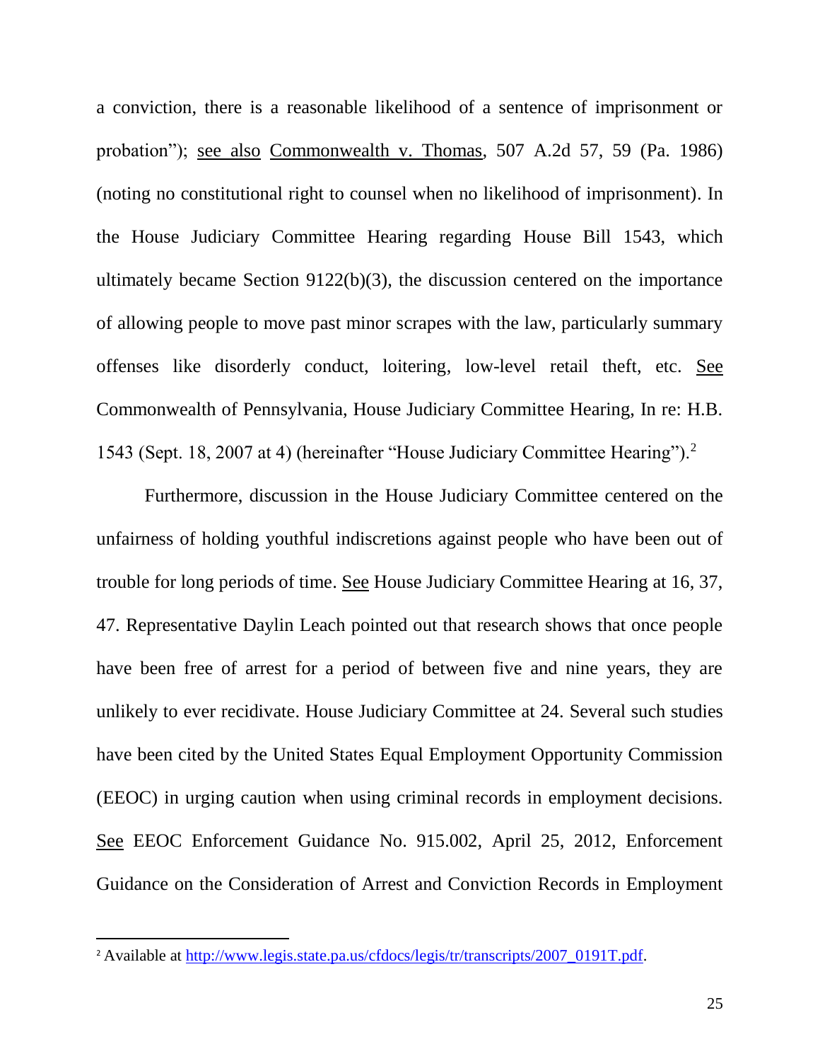a conviction, there is a reasonable likelihood of a sentence of imprisonment or probation"); see also Commonwealth v. Thomas, 507 A.2d 57, 59 (Pa. 1986) (noting no constitutional right to counsel when no likelihood of imprisonment). In the House Judiciary Committee Hearing regarding House Bill 1543, which ultimately became Section 9122(b)(3), the discussion centered on the importance of allowing people to move past minor scrapes with the law, particularly summary offenses like disorderly conduct, loitering, low-level retail theft, etc. See Commonwealth of Pennsylvania, House Judiciary Committee Hearing, In re: H.B. 1543 (Sept. 18, 2007 at 4) (hereinafter "House Judiciary Committee Hearing").[2]

Furthermore, discussion in the House Judiciary Committee centered on the unfairness of holding youthful indiscretions against people who have been out of trouble for long periods of time. See House Judiciary Committee Hearing at 16, 37, 47. Representative Daylin Leach pointed out that research shows that once people have been free of arrest for a period of between five and nine years, they are unlikely to ever recidivate. House Judiciary Committee at 24. Several such studies have been cited by the United States Equal Employment Opportunity Commission (EEOC) in urging caution when using criminal records in employment decisions. See EEOC Enforcement Guidance No. 915.002, April 25, 2012, Enforcement Guidance on the Consideration of Arrest and Conviction Records in Employment

---

[2] Available at http://www.legis.state.pa.us/cfdocs/legis/tr/transcripts/2007_0191T.pdf.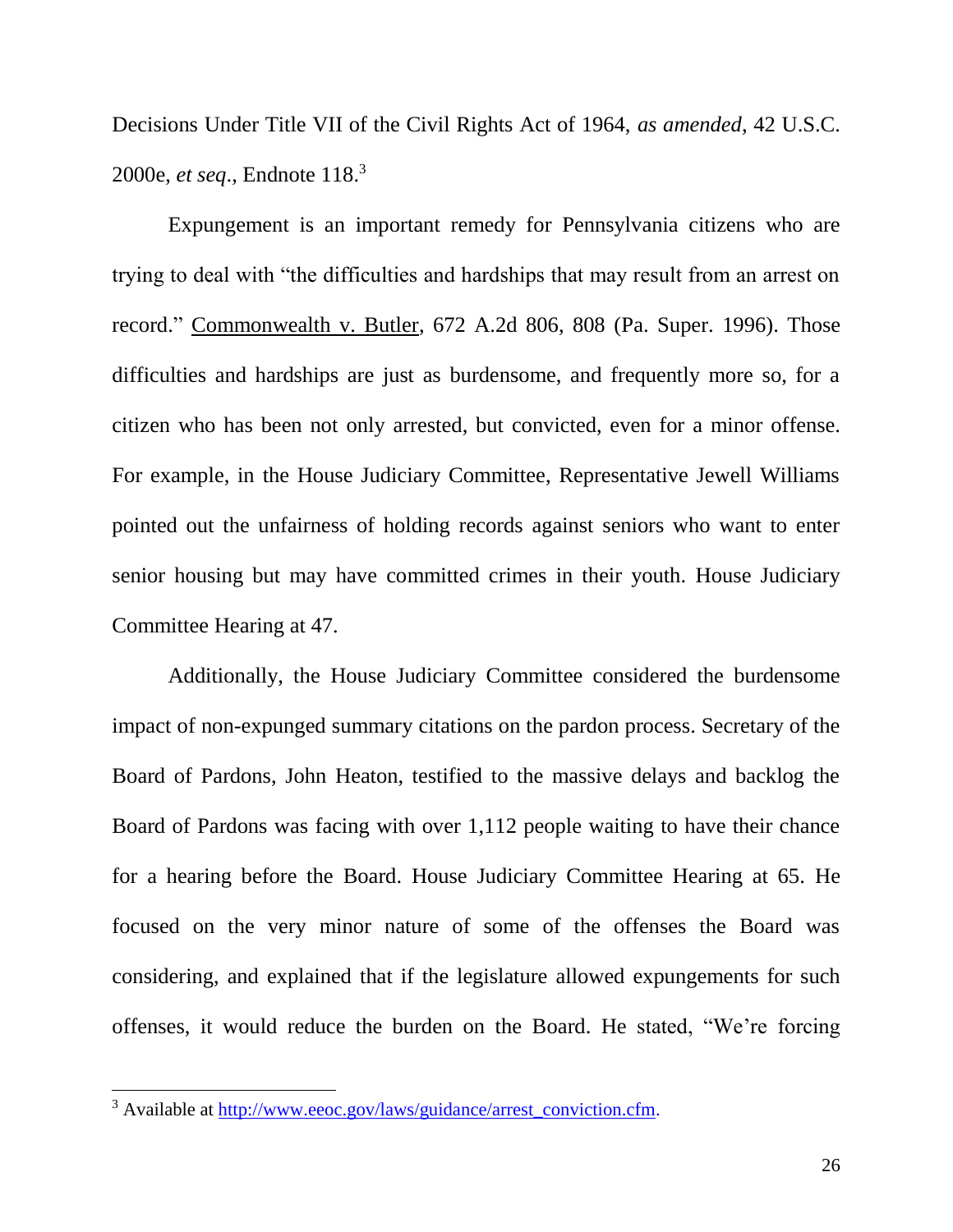Decisions Under Title VII of the Civil Rights Act of 1964, *as amended*, 42 U.S.C. 2000e, *et seq*., Endnote 118.[3]

Expungement is an important remedy for Pennsylvania citizens who are trying to deal with "the difficulties and hardships that may result from an arrest on record." Commonwealth v. Butler, 672 A.2d 806, 808 (Pa. Super. 1996). Those difficulties and hardships are just as burdensome, and frequently more so, for a citizen who has been not only arrested, but convicted, even for a minor offense. For example, in the House Judiciary Committee, Representative Jewell Williams pointed out the unfairness of holding records against seniors who want to enter senior housing but may have committed crimes in their youth. House Judiciary Committee Hearing at 47.

Additionally, the House Judiciary Committee considered the burdensome impact of non-expunged summary citations on the pardon process. Secretary of the Board of Pardons, John Heaton, testified to the massive delays and backlog the Board of Pardons was facing with over 1,112 people waiting to have their chance for a hearing before the Board. House Judiciary Committee Hearing at 65. He focused on the very minor nature of some of the offenses the Board was considering, and explained that if the legislature allowed expungements for such offenses, it would reduce the burden on the Board. He stated, "We're forcing

---

[3] Available at http://www.eeoc.gov/laws/guidance/arrest_conviction.cfm.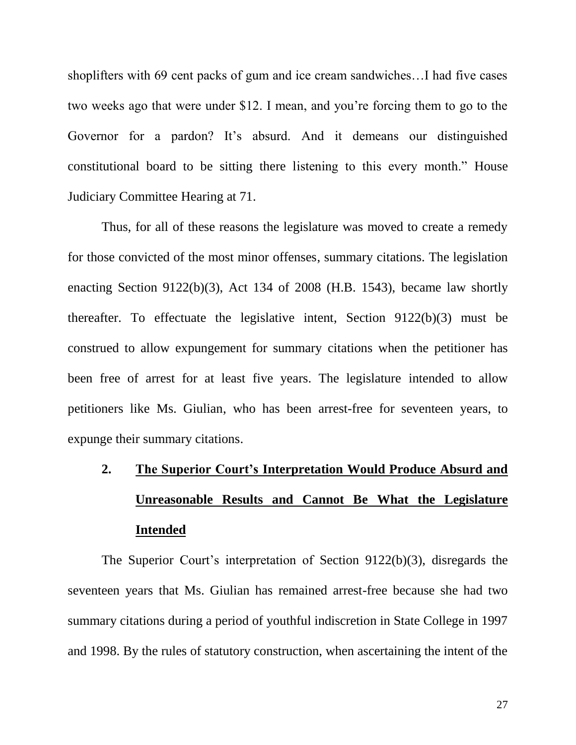shoplifters with 69 cent packs of gum and ice cream sandwiches…I had five cases two weeks ago that were under $12. I mean, and you're forcing them to go to the Governor for a pardon? It's absurd. And it demeans our distinguished constitutional board to be sitting there listening to this every month." House Judiciary Committee Hearing at 71.

Thus, for all of these reasons the legislature was moved to create a remedy for those convicted of the most minor offenses, summary citations. The legislation enacting Section 9122(b)(3), Act 134 of 2008 (H.B. 1543), became law shortly thereafter. To effectuate the legislative intent, Section 9122(b)(3) must be construed to allow expungement for summary citations when the petitioner has been free of arrest for at least five years. The legislature intended to allow petitioners like Ms. Giulian, who has been arrest-free for seventeen years, to expunge their summary citations.

### 2. <u>The Superior Court's Interpretation Would Produce Absurd and Unreasonable Results and Cannot Be What the Legislature Intended</u>

The Superior Court's interpretation of Section 9122(b)(3), disregards the seventeen years that Ms. Giulian has remained arrest-free because she had two summary citations during a period of youthful indiscretion in State College in 1997 and 1998. By the rules of statutory construction, when ascertaining the intent of the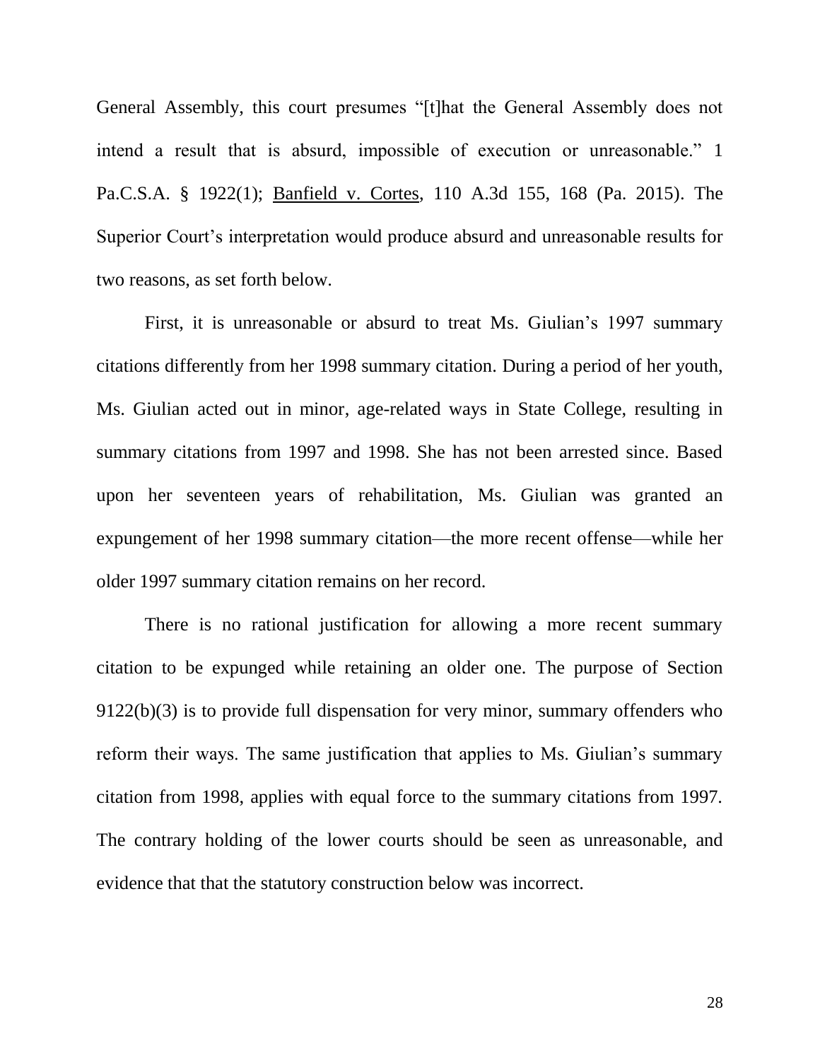General Assembly, this court presumes "[t]hat the General Assembly does not intend a result that is absurd, impossible of execution or unreasonable." 1 Pa.C.S.A. § 1922(1); Banfield v. Cortes, 110 A.3d 155, 168 (Pa. 2015). The Superior Court's interpretation would produce absurd and unreasonable results for two reasons, as set forth below.

First, it is unreasonable or absurd to treat Ms. Giulian's 1997 summary citations differently from her 1998 summary citation. During a period of her youth, Ms. Giulian acted out in minor, age-related ways in State College, resulting in summary citations from 1997 and 1998. She has not been arrested since. Based upon her seventeen years of rehabilitation, Ms. Giulian was granted an expungement of her 1998 summary citation—the more recent offense—while her older 1997 summary citation remains on her record.

There is no rational justification for allowing a more recent summary citation to be expunged while retaining an older one. The purpose of Section 9122(b)(3) is to provide full dispensation for very minor, summary offenders who reform their ways. The same justification that applies to Ms. Giulian's summary citation from 1998, applies with equal force to the summary citations from 1997. The contrary holding of the lower courts should be seen as unreasonable, and evidence that that the statutory construction below was incorrect.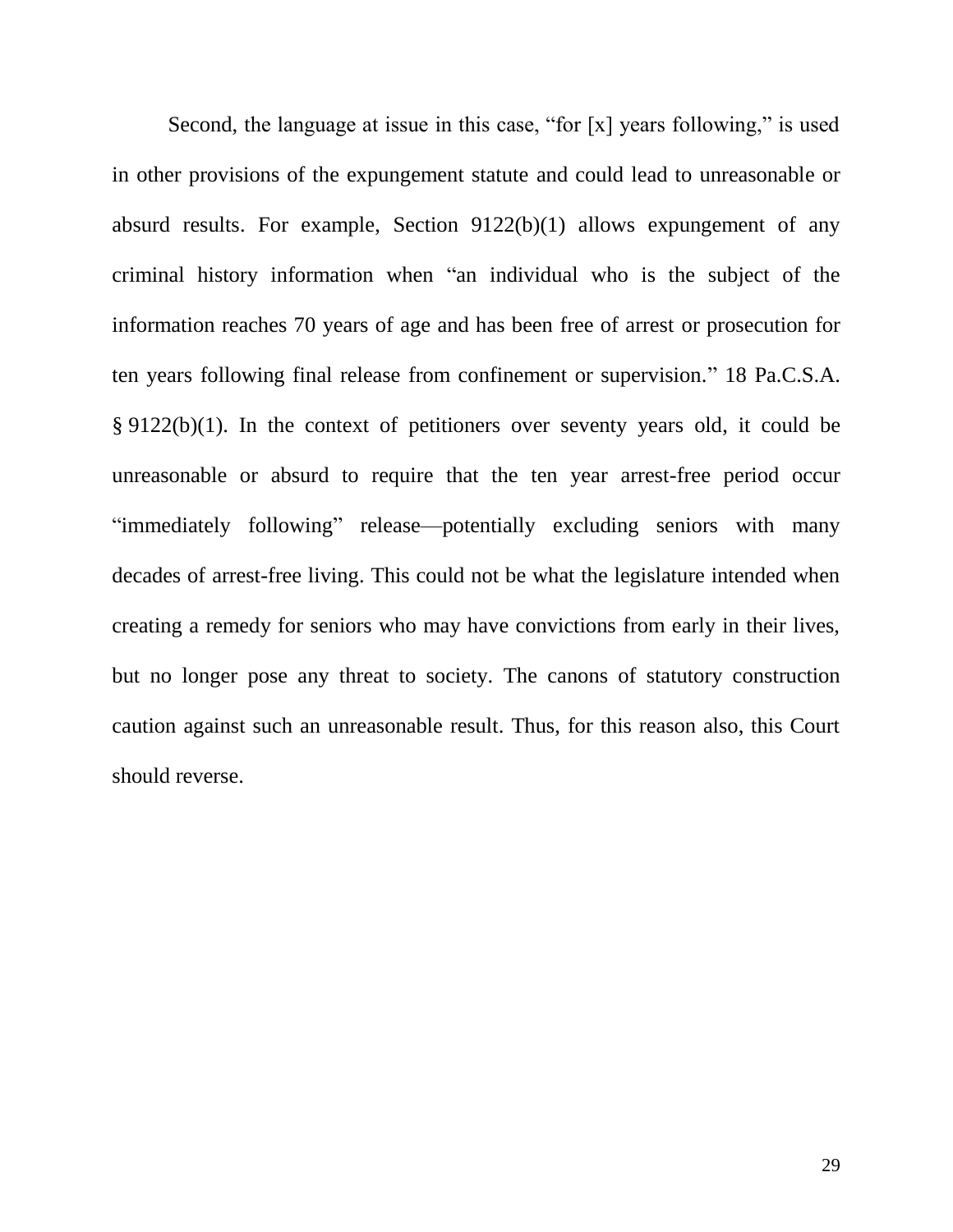Second, the language at issue in this case, "for [x] years following," is used in other provisions of the expungement statute and could lead to unreasonable or absurd results. For example, Section 9122(b)(1) allows expungement of any criminal history information when "an individual who is the subject of the information reaches 70 years of age and has been free of arrest or prosecution for ten years following final release from confinement or supervision." 18 Pa.C.S.A. § 9122(b)(1). In the context of petitioners over seventy years old, it could be unreasonable or absurd to require that the ten year arrest-free period occur "immediately following" release—potentially excluding seniors with many decades of arrest-free living. This could not be what the legislature intended when creating a remedy for seniors who may have convictions from early in their lives, but no longer pose any threat to society. The canons of statutory construction caution against such an unreasonable result. Thus, for this reason also, this Court should reverse.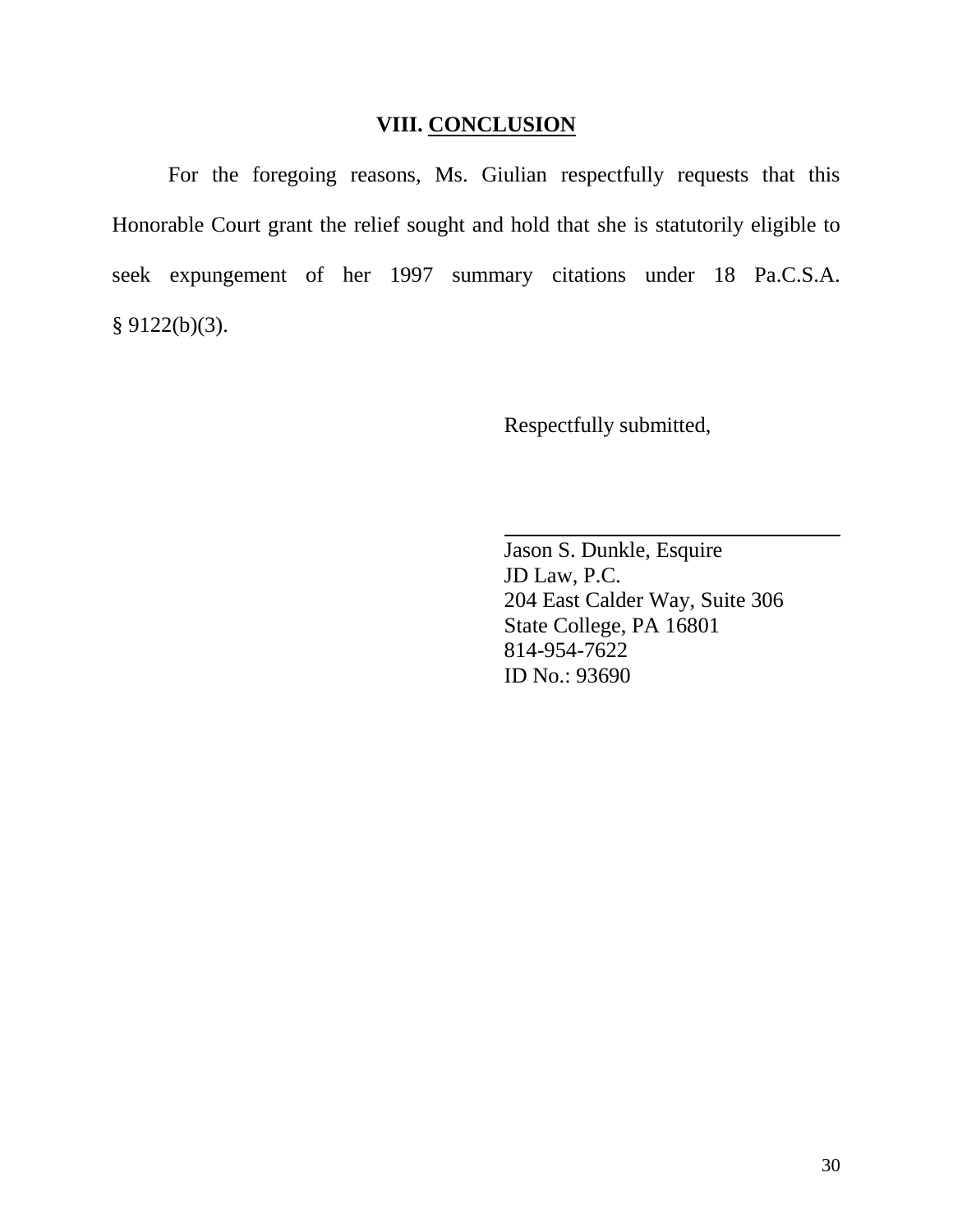## VIII. CONCLUSION

For the foregoing reasons, Ms. Giulian respectfully requests that this Honorable Court grant the relief sought and hold that she is statutorily eligible to seek expungement of her 1997 summary citations under 18 Pa.C.S.A. § 9122(b)(3).

Respectfully submitted,

Jason S. Dunkle, Esquire
JD Law, P.C.
204 East Calder Way, Suite 306
State College, PA 16801
814-954-7622
ID No.: 93690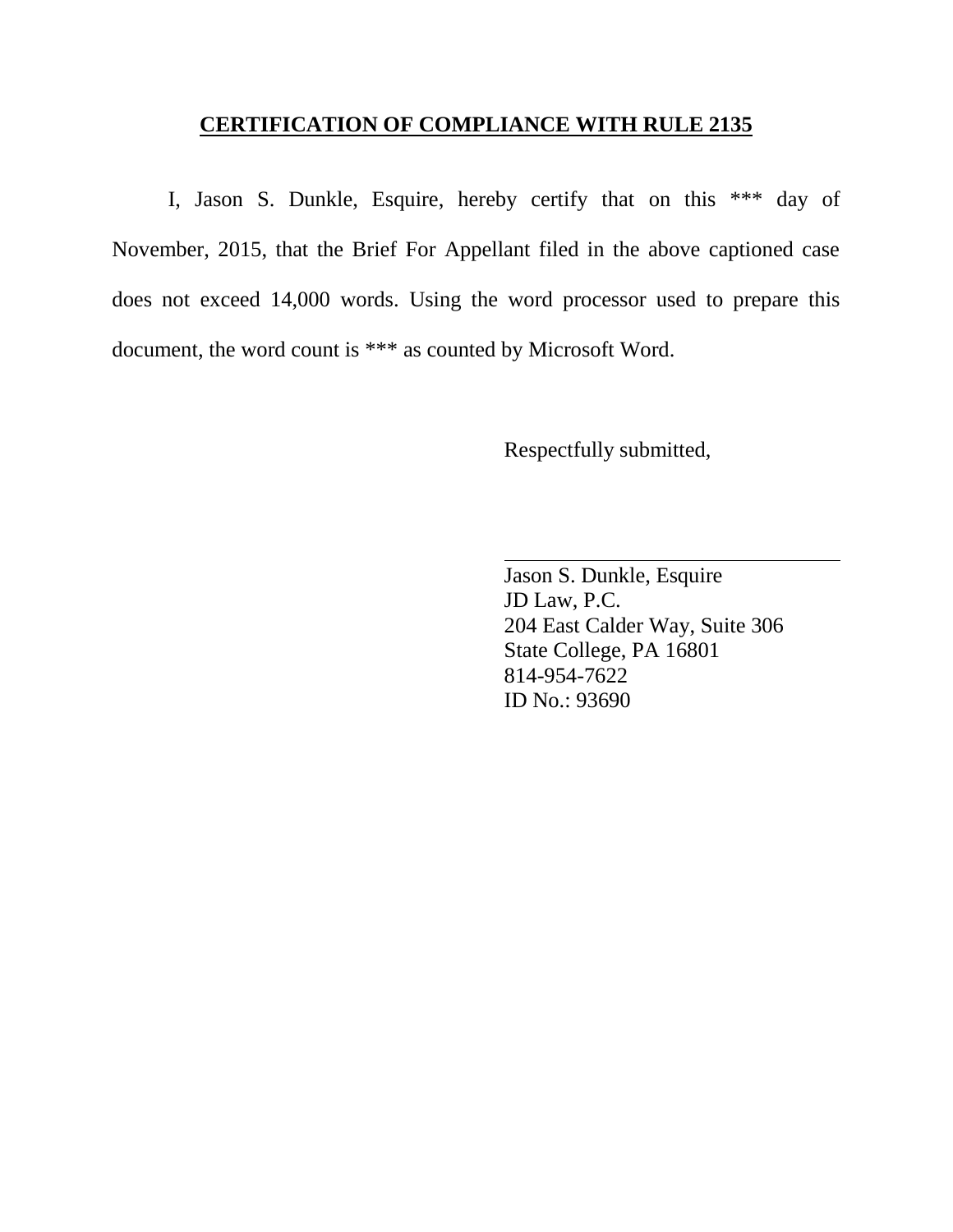**CERTIFICATION OF COMPLIANCE WITH RULE 2135**

I, Jason S. Dunkle, Esquire, hereby certify that on this *** day of November, 2015, that the Brief For Appellant filed in the above captioned case does not exceed 14,000 words. Using the word processor used to prepare this document, the word count is *** as counted by Microsoft Word.

Respectfully submitted,

\_\_\_\_\_\_\_\_\_\_\_\_\_\_\_\_\_\_\_\_\_\_\_\_\_\_\_\_\_\_\_\_

Jason S. Dunkle, Esquire
JD Law, P.C.
204 East Calder Way, Suite 306
State College, PA 16801
814-954-7622
ID No.: 93690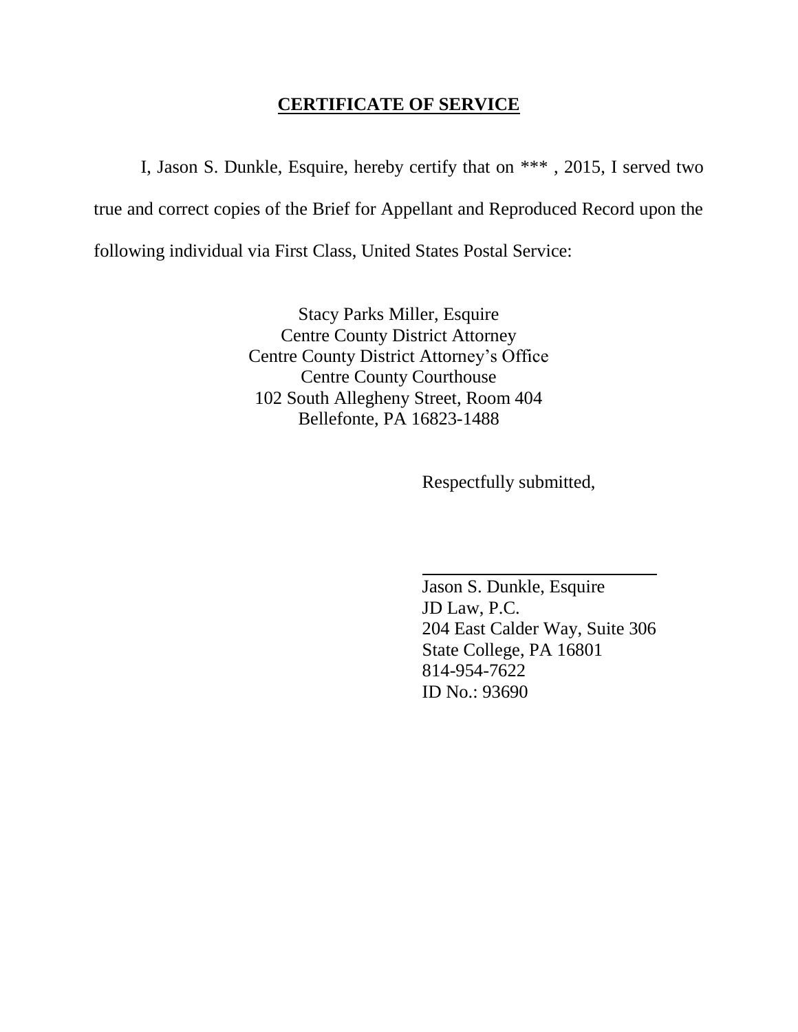## CERTIFICATE OF SERVICE

I, Jason S. Dunkle, Esquire, hereby certify that on *** , 2015, I served two true and correct copies of the Brief for Appellant and Reproduced Record upon the following individual via First Class, United States Postal Service:

Stacy Parks Miller, Esquire
Centre County District Attorney
Centre County District Attorney's Office
Centre County Courthouse
102 South Allegheny Street, Room 404
Bellefonte, PA 16823-1488

Respectfully submitted,

Jason S. Dunkle, Esquire
JD Law, P.C.
204 East Calder Way, Suite 306
State College, PA 16801
814-954-7622
ID No.: 93690